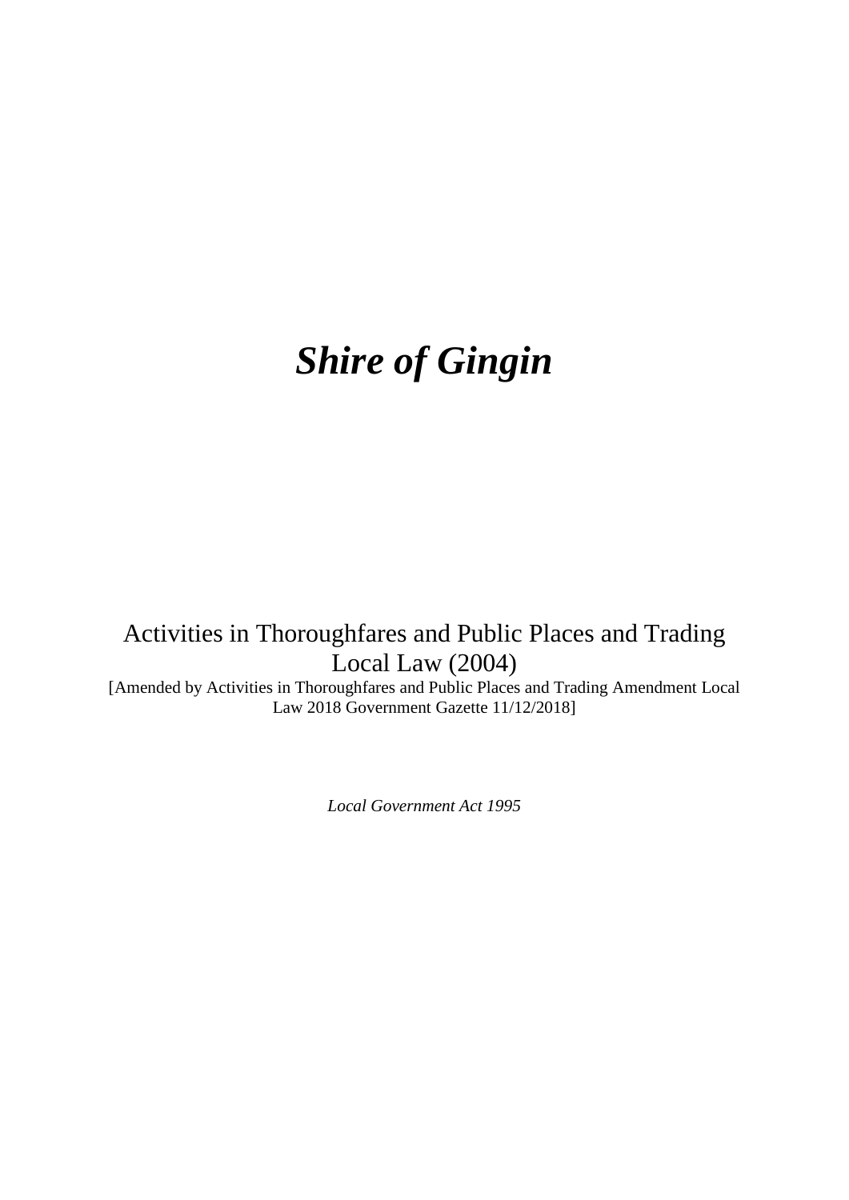# *Shire of Gingin*

Activities in Thoroughfares and Public Places and Trading Local Law (2004)

[Amended by Activities in Thoroughfares and Public Places and Trading Amendment Local Law 2018 Government Gazette 11/12/2018]

*Local Government Act 1995*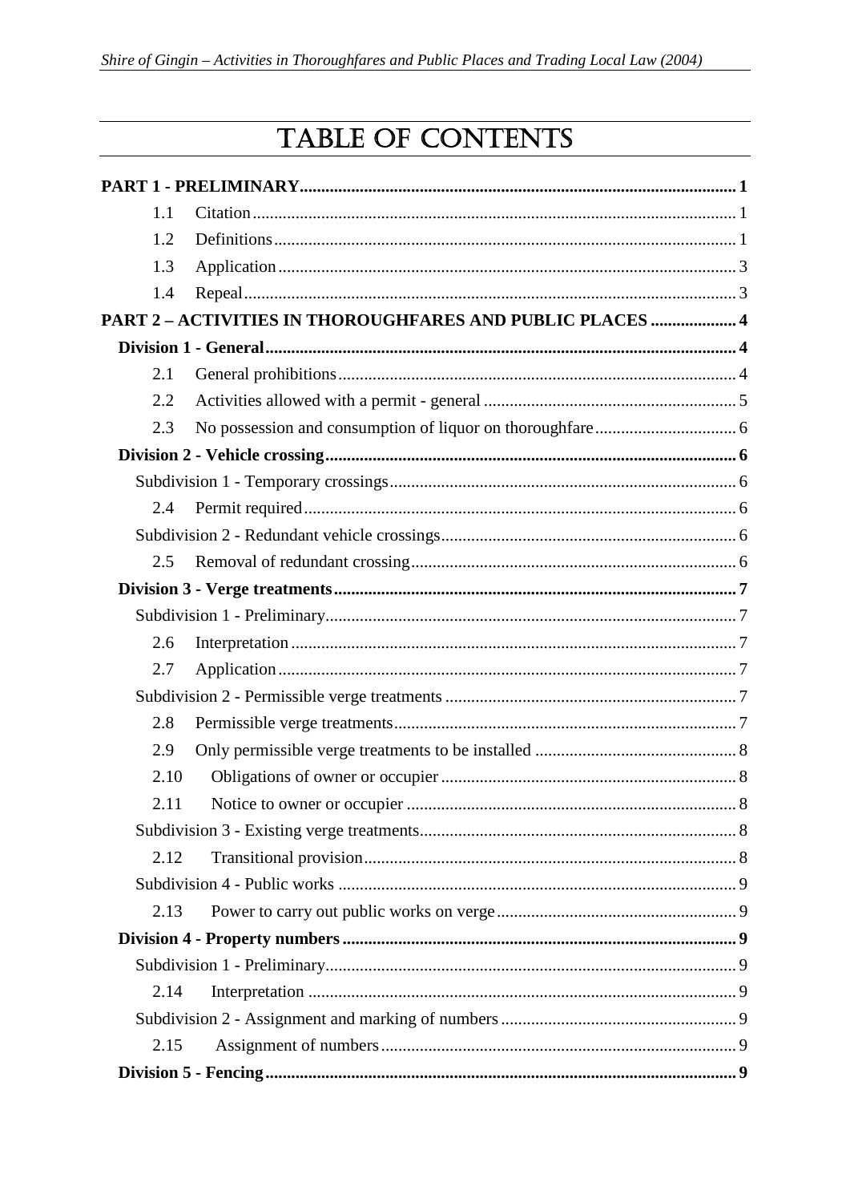# TABLE OF CONTENTS

**PART 1 - PRELIMINARY** ..... **1**

- 1.1 Citation ..... 1
- 1.2 Definitions ..... 1
- 1.3 Application ..... 3
- 1.4 Repeal ..... 3

**PART 2 – ACTIVITIES IN THOROUGHFARES AND PUBLIC PLACES** ..... **4**

**Division 1 - General** ..... **4**

- 2.1 General prohibitions ..... 4
- 2.2 Activities allowed with a permit - general ..... 5
- 2.3 No possession and consumption of liquor on thoroughfare ..... 6

**Division 2 - Vehicle crossing** ..... **6**

Subdivision 1 - Temporary crossings ..... 6

- 2.4 Permit required ..... 6

Subdivision 2 - Redundant vehicle crossings ..... 6

- 2.5 Removal of redundant crossing ..... 6

**Division 3 - Verge treatments** ..... **7**

Subdivision 1 - Preliminary ..... 7

- 2.6 Interpretation ..... 7
- 2.7 Application ..... 7

Subdivision 2 - Permissible verge treatments ..... 7

- 2.8 Permissible verge treatments ..... 7
- 2.9 Only permissible verge treatments to be installed ..... 8
- 2.10 Obligations of owner or occupier ..... 8
- 2.11 Notice to owner or occupier ..... 8

Subdivision 3 - Existing verge treatments ..... 8

- 2.12 Transitional provision ..... 8

Subdivision 4 - Public works ..... 9

- 2.13 Power to carry out public works on verge ..... 9

**Division 4 - Property numbers** ..... **9**

Subdivision 1 - Preliminary ..... 9

- 2.14 Interpretation ..... 9

Subdivision 2 - Assignment and marking of numbers ..... 9

- 2.15 Assignment of numbers ..... 9

**Division 5 - Fencing** ..... **9**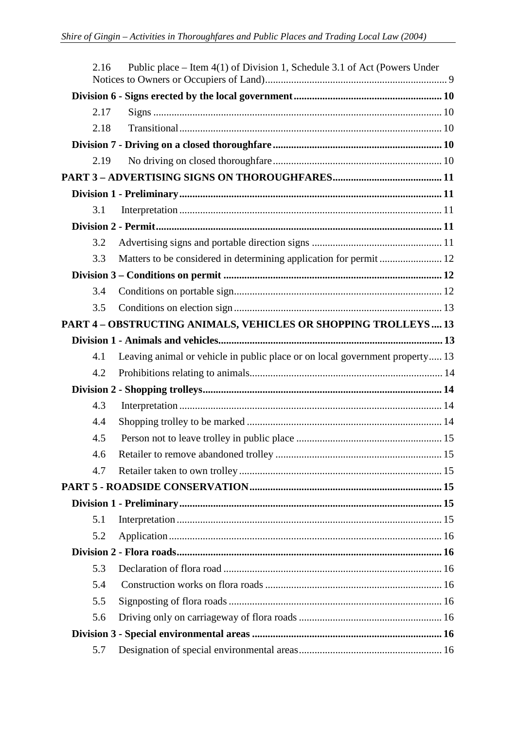2.16 Public place – Item 4(1) of Division 1, Schedule 3.1 of Act (Powers Under Notices to Owners or Occupiers of Land) ..... 9

**Division 6 - Signs erected by the local government ..... 10**

2.17 Signs ..... 10

2.18 Transitional ..... 10

**Division 7 - Driving on a closed thoroughfare ..... 10**

2.19 No driving on closed thoroughfare ..... 10

**PART 3 – ADVERTISING SIGNS ON THOROUGHFARES ..... 11**

**Division 1 - Preliminary ..... 11**

3.1 Interpretation ..... 11

**Division 2 - Permit ..... 11**

3.2 Advertising signs and portable direction signs ..... 11

3.3 Matters to be considered in determining application for permit ..... 12

**Division 3 – Conditions on permit ..... 12**

3.4 Conditions on portable sign ..... 12

3.5 Conditions on election sign ..... 13

**PART 4 – OBSTRUCTING ANIMALS, VEHICLES OR SHOPPING TROLLEYS ..... 13**

**Division 1 - Animals and vehicles ..... 13**

4.1 Leaving animal or vehicle in public place or on local government property ..... 13

4.2 Prohibitions relating to animals ..... 14

**Division 2 - Shopping trolleys ..... 14**

4.3 Interpretation ..... 14

4.4 Shopping trolley to be marked ..... 14

4.5 Person not to leave trolley in public place ..... 15

4.6 Retailer to remove abandoned trolley ..... 15

4.7 Retailer taken to own trolley ..... 15

**PART 5 - ROADSIDE CONSERVATION ..... 15**

**Division 1 - Preliminary ..... 15**

5.1 Interpretation ..... 15

5.2 Application ..... 16

**Division 2 - Flora roads ..... 16**

5.3 Declaration of flora road ..... 16

5.4 Construction works on flora roads ..... 16

5.5 Signposting of flora roads ..... 16

5.6 Driving only on carriageway of flora roads ..... 16

**Division 3 - Special environmental areas ..... 16**

5.7 Designation of special environmental areas ..... 16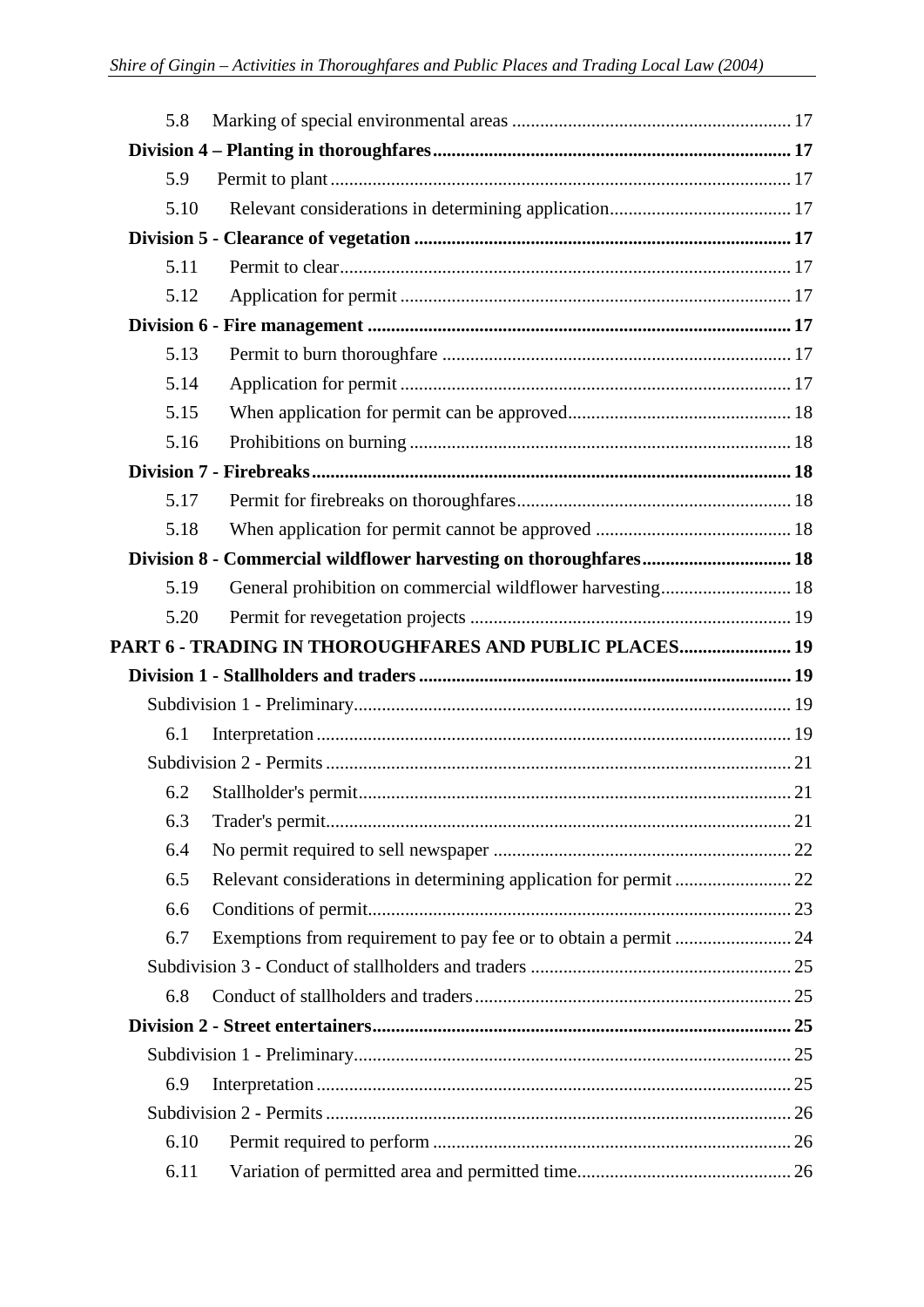5.8 Marking of special environmental areas ........................................................... 17

**Division 4 – Planting in thoroughfares ........................................................................ 17**

5.9 Permit to plant ................................................................................................. 17

5.10 Relevant considerations in determining application ....................................... 17

**Division 5 - Clearance of vegetation ............................................................................ 17**

5.11 Permit to clear ................................................................................................. 17

5.12 Application for permit ................................................................................... 17

**Division 6 - Fire management ...................................................................................... 17**

5.13 Permit to burn thoroughfare .......................................................................... 17

5.14 Application for permit ................................................................................... 17

5.15 When application for permit can be approved ............................................... 18

5.16 Prohibitions on burning ................................................................................. 18

**Division 7 - Firebreaks .................................................................................................. 18**

5.17 Permit for firebreaks on thoroughfares .......................................................... 18

5.18 When application for permit cannot be approved .......................................... 18

**Division 8 - Commercial wildflower harvesting on thoroughfares ............................... 18**

5.19 General prohibition on commercial wildflower harvesting ............................ 18

5.20 Permit for revegetation projects .................................................................... 19

**PART 6 - TRADING IN THOROUGHFARES AND PUBLIC PLACES ....................... 19**

**Division 1 - Stallholders and traders .............................................................................. 19**

Subdivision 1 - Preliminary ............................................................................................ 19

6.1 Interpretation .................................................................................................... 19

Subdivision 2 - Permits .................................................................................................. 21

6.2 Stallholder's permit ........................................................................................... 21

6.3 Trader's permit .................................................................................................. 21

6.4 No permit required to sell newspaper ............................................................... 22

6.5 Relevant considerations in determining application for permit ........................ 22

6.6 Conditions of permit .......................................................................................... 23

6.7 Exemptions from requirement to pay fee or to obtain a permit ........................ 24

Subdivision 3 - Conduct of stallholders and traders ....................................................... 25

6.8 Conduct of stallholders and traders ................................................................... 25

**Division 2 - Street entertainers ........................................................................................ 25**

Subdivision 1 - Preliminary ............................................................................................ 25

6.9 Interpretation .................................................................................................... 25

Subdivision 2 - Permits .................................................................................................. 26

6.10 Permit required to perform ............................................................................ 26

6.11 Variation of permitted area and permitted time ............................................. 26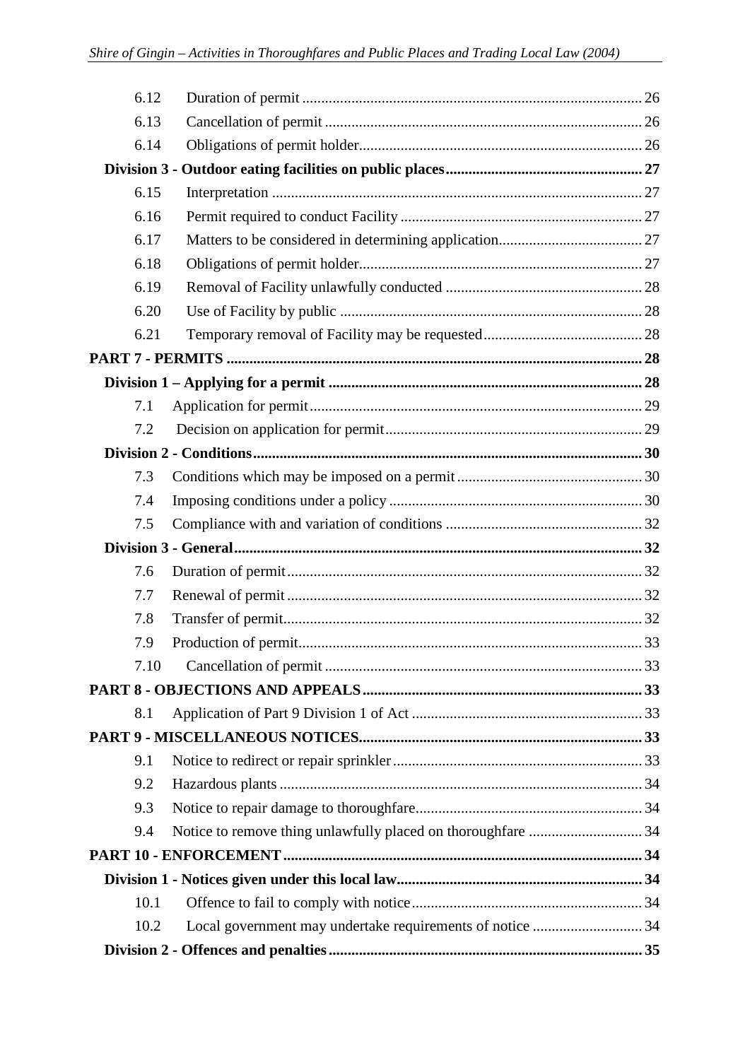| | | |
|---|---|---|
| 6.12 | Duration of permit | 26 |
| 6.13 | Cancellation of permit | 26 |
| 6.14 | Obligations of permit holder | 26 |
| **Division 3 - Outdoor eating facilities on public places** | | **27** |
| 6.15 | Interpretation | 27 |
| 6.16 | Permit required to conduct Facility | 27 |
| 6.17 | Matters to be considered in determining application | 27 |
| 6.18 | Obligations of permit holder | 27 |
| 6.19 | Removal of Facility unlawfully conducted | 28 |
| 6.20 | Use of Facility by public | 28 |
| 6.21 | Temporary removal of Facility may be requested | 28 |
| **PART 7 - PERMITS** | | **28** |
| **Division 1 – Applying for a permit** | | **28** |
| 7.1 | Application for permit | 29 |
| 7.2 | Decision on application for permit | 29 |
| **Division 2 - Conditions** | | **30** |
| 7.3 | Conditions which may be imposed on a permit | 30 |
| 7.4 | Imposing conditions under a policy | 30 |
| 7.5 | Compliance with and variation of conditions | 32 |
| **Division 3 - General** | | **32** |
| 7.6 | Duration of permit | 32 |
| 7.7 | Renewal of permit | 32 |
| 7.8 | Transfer of permit | 32 |
| 7.9 | Production of permit | 33 |
| 7.10 | Cancellation of permit | 33 |
| **PART 8 - OBJECTIONS AND APPEALS** | | **33** |
| 8.1 | Application of Part 9 Division 1 of Act | 33 |
| **PART 9 - MISCELLANEOUS NOTICES** | | **33** |
| 9.1 | Notice to redirect or repair sprinkler | 33 |
| 9.2 | Hazardous plants | 34 |
| 9.3 | Notice to repair damage to thoroughfare | 34 |
| 9.4 | Notice to remove thing unlawfully placed on thoroughfare | 34 |
| **PART 10 - ENFORCEMENT** | | **34** |
| **Division 1 - Notices given under this local law** | | **34** |
| 10.1 | Offence to fail to comply with notice | 34 |
| 10.2 | Local government may undertake requirements of notice | 34 |
| **Division 2 - Offences and penalties** | | **35** |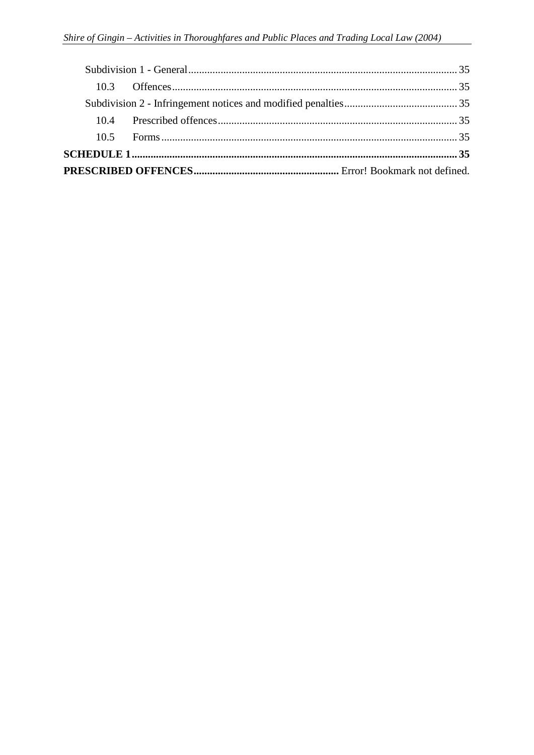Subdivision 1 - General ............ 35

10.3 Offences ............ 35

Subdivision 2 - Infringement notices and modified penalties ............ 35

10.4 Prescribed offences ............ 35

10.5 Forms ............ 35

**SCHEDULE 1 ............ 35**

**PRESCRIBED OFFENCES ............** Error! Bookmark not defined.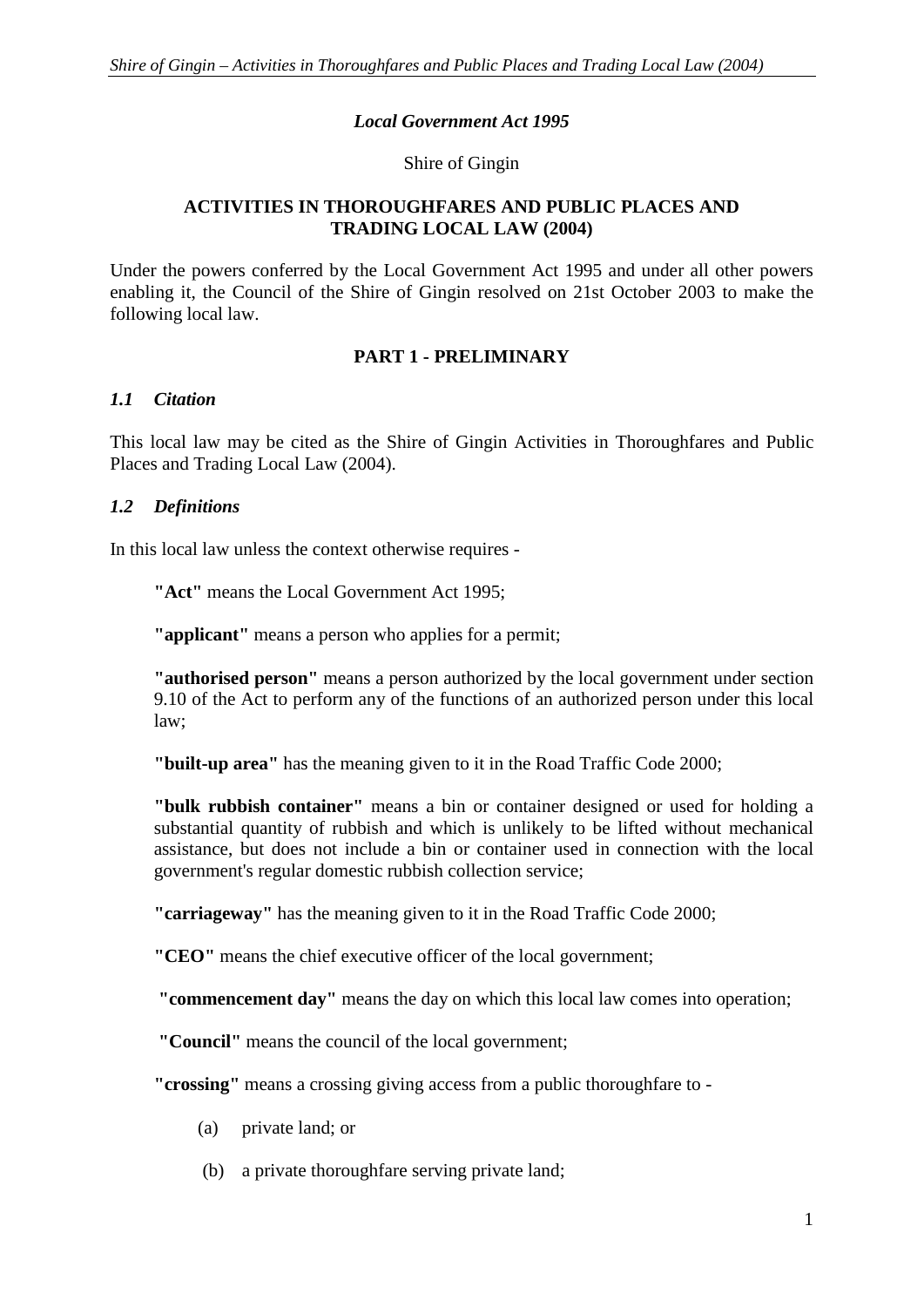*Local Government Act 1995*

Shire of Gingin

**ACTIVITIES IN THOROUGHFARES AND PUBLIC PLACES AND TRADING LOCAL LAW (2004)**

Under the powers conferred by the Local Government Act 1995 and under all other powers enabling it, the Council of the Shire of Gingin resolved on 21st October 2003 to make the following local law.

## PART 1 - PRELIMINARY

### *1.1 Citation*

This local law may be cited as the Shire of Gingin Activities in Thoroughfares and Public Places and Trading Local Law (2004).

### *1.2 Definitions*

In this local law unless the context otherwise requires -

**"Act"** means the Local Government Act 1995;

**"applicant"** means a person who applies for a permit;

**"authorised person"** means a person authorized by the local government under section 9.10 of the Act to perform any of the functions of an authorized person under this local law;

**"built-up area"** has the meaning given to it in the Road Traffic Code 2000;

**"bulk rubbish container"** means a bin or container designed or used for holding a substantial quantity of rubbish and which is unlikely to be lifted without mechanical assistance, but does not include a bin or container used in connection with the local government's regular domestic rubbish collection service;

**"carriageway"** has the meaning given to it in the Road Traffic Code 2000;

**"CEO"** means the chief executive officer of the local government;

**"commencement day"** means the day on which this local law comes into operation;

**"Council"** means the council of the local government;

**"crossing"** means a crossing giving access from a public thoroughfare to -

(a) private land; or

(b) a private thoroughfare serving private land;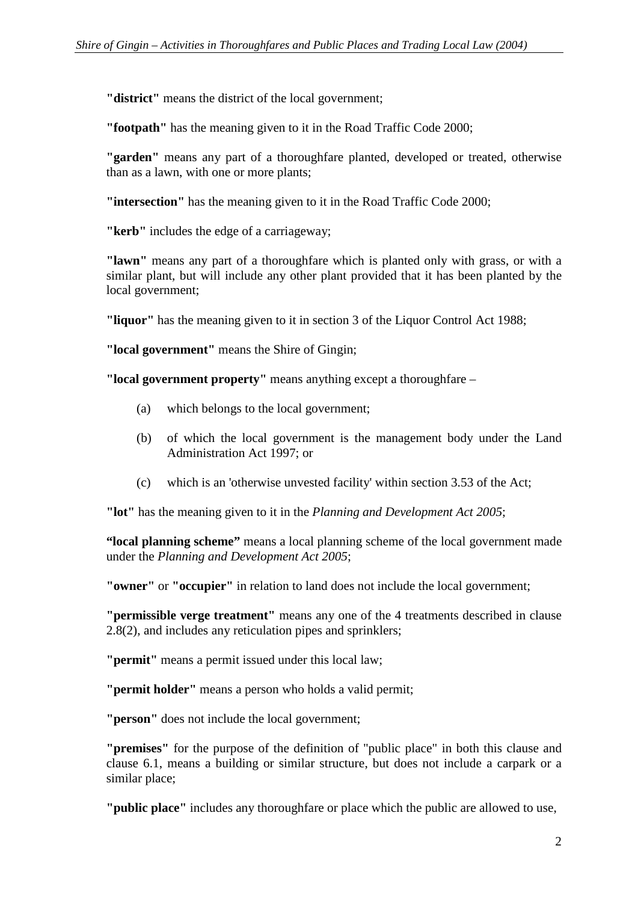**"district"** means the district of the local government;

**"footpath"** has the meaning given to it in the Road Traffic Code 2000;

**"garden"** means any part of a thoroughfare planted, developed or treated, otherwise than as a lawn, with one or more plants;

**"intersection"** has the meaning given to it in the Road Traffic Code 2000;

**"kerb"** includes the edge of a carriageway;

**"lawn"** means any part of a thoroughfare which is planted only with grass, or with a similar plant, but will include any other plant provided that it has been planted by the local government;

**"liquor"** has the meaning given to it in section 3 of the Liquor Control Act 1988;

**"local government"** means the Shire of Gingin;

**"local government property"** means anything except a thoroughfare –

(a) which belongs to the local government;

(b) of which the local government is the management body under the Land Administration Act 1997; or

(c) which is an 'otherwise unvested facility' within section 3.53 of the Act;

**"lot"** has the meaning given to it in the *Planning and Development Act 2005*;

**"local planning scheme"** means a local planning scheme of the local government made under the *Planning and Development Act 2005*;

**"owner"** or **"occupier"** in relation to land does not include the local government;

**"permissible verge treatment"** means any one of the 4 treatments described in clause 2.8(2), and includes any reticulation pipes and sprinklers;

**"permit"** means a permit issued under this local law;

**"permit holder"** means a person who holds a valid permit;

**"person"** does not include the local government;

**"premises"** for the purpose of the definition of "public place" in both this clause and clause 6.1, means a building or similar structure, but does not include a carpark or a similar place;

**"public place"** includes any thoroughfare or place which the public are allowed to use,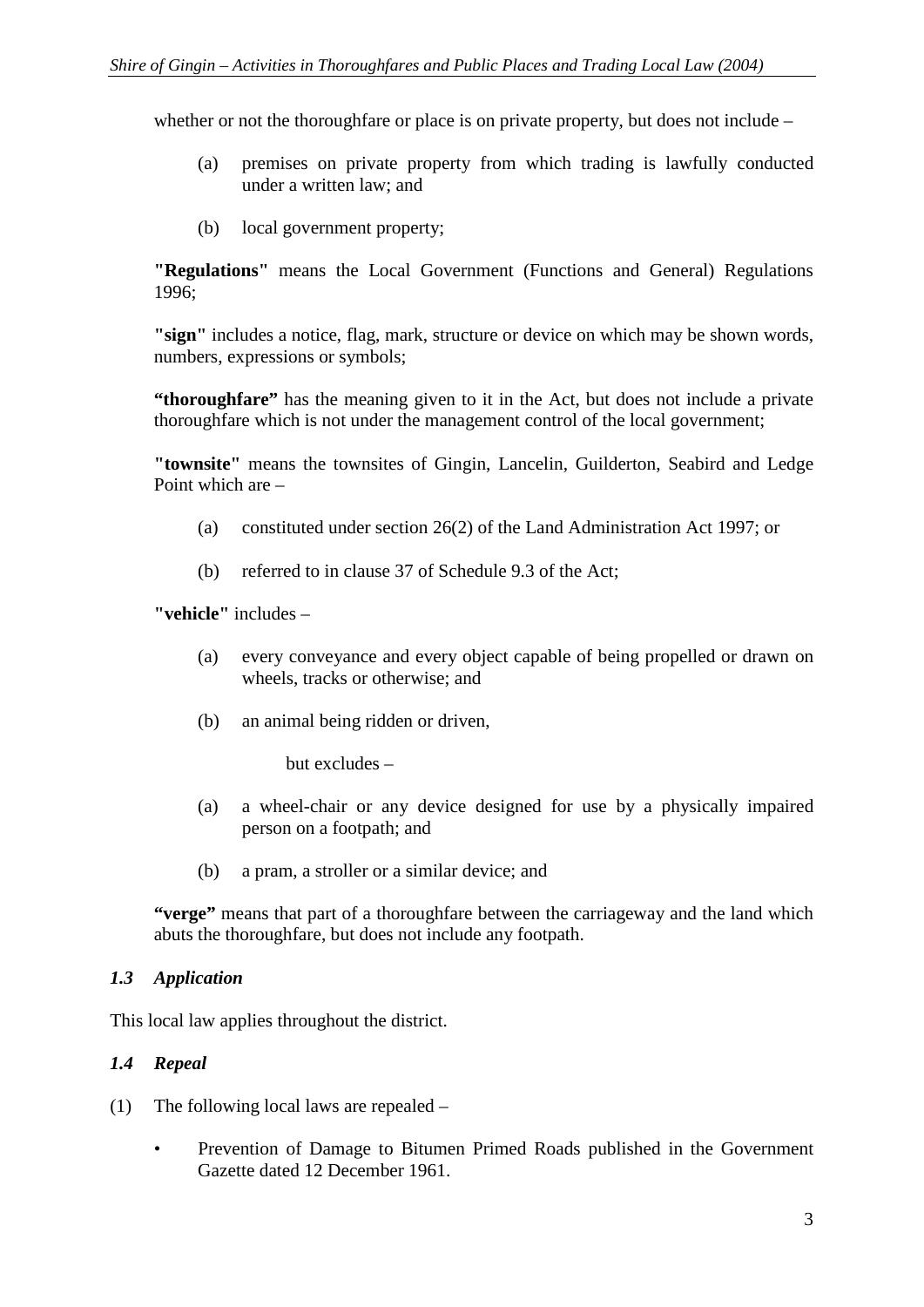whether or not the thoroughfare or place is on private property, but does not include –

(a) premises on private property from which trading is lawfully conducted under a written law; and

(b) local government property;

**"Regulations"** means the Local Government (Functions and General) Regulations 1996;

**"sign"** includes a notice, flag, mark, structure or device on which may be shown words, numbers, expressions or symbols;

**"thoroughfare"** has the meaning given to it in the Act, but does not include a private thoroughfare which is not under the management control of the local government;

**"townsite"** means the townsites of Gingin, Lancelin, Guilderton, Seabird and Ledge Point which are –

(a) constituted under section 26(2) of the Land Administration Act 1997; or

(b) referred to in clause 37 of Schedule 9.3 of the Act;

**"vehicle"** includes –

(a) every conveyance and every object capable of being propelled or drawn on wheels, tracks or otherwise; and

(b) an animal being ridden or driven,

but excludes –

(a) a wheel-chair or any device designed for use by a physically impaired person on a footpath; and

(b) a pram, a stroller or a similar device; and

**"verge"** means that part of a thoroughfare between the carriageway and the land which abuts the thoroughfare, but does not include any footpath.

### *1.3 Application*

This local law applies throughout the district.

### *1.4 Repeal*

(1) The following local laws are repealed –

- Prevention of Damage to Bitumen Primed Roads published in the Government Gazette dated 12 December 1961.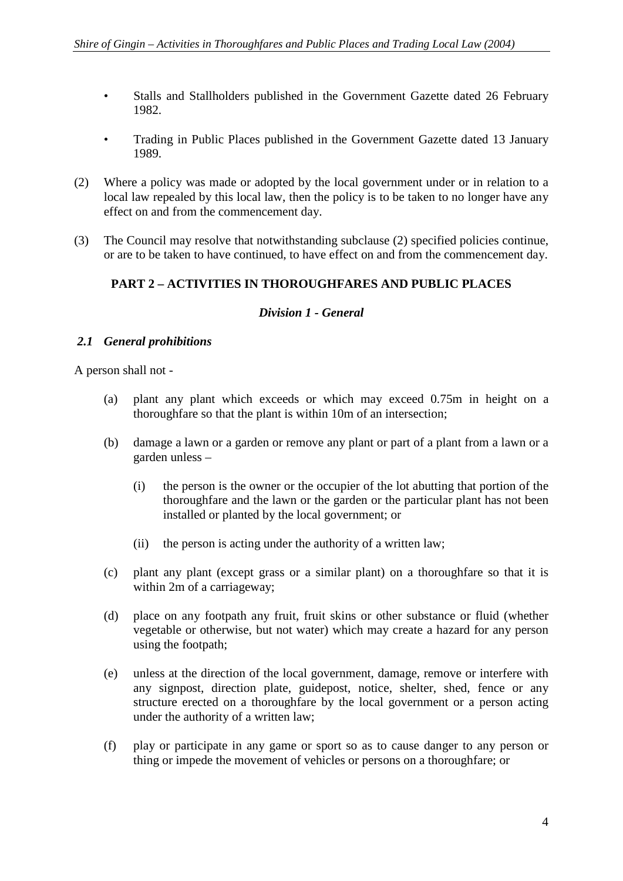- Stalls and Stallholders published in the Government Gazette dated 26 February 1982.

- Trading in Public Places published in the Government Gazette dated 13 January 1989.

(2) Where a policy was made or adopted by the local government under or in relation to a local law repealed by this local law, then the policy is to be taken to no longer have any effect on and from the commencement day.

(3) The Council may resolve that notwithstanding subclause (2) specified policies continue, or are to be taken to have continued, to have effect on and from the commencement day.

## PART 2 – ACTIVITIES IN THOROUGHFARES AND PUBLIC PLACES

### *Division 1 - General*

#### *2.1 General prohibitions*

A person shall not -

(a) plant any plant which exceeds or which may exceed 0.75m in height on a thoroughfare so that the plant is within 10m of an intersection;

(b) damage a lawn or a garden or remove any plant or part of a plant from a lawn or a garden unless –

(i) the person is the owner or the occupier of the lot abutting that portion of the thoroughfare and the lawn or the garden or the particular plant has not been installed or planted by the local government; or

(ii) the person is acting under the authority of a written law;

(c) plant any plant (except grass or a similar plant) on a thoroughfare so that it is within 2m of a carriageway;

(d) place on any footpath any fruit, fruit skins or other substance or fluid (whether vegetable or otherwise, but not water) which may create a hazard for any person using the footpath;

(e) unless at the direction of the local government, damage, remove or interfere with any signpost, direction plate, guidepost, notice, shelter, shed, fence or any structure erected on a thoroughfare by the local government or a person acting under the authority of a written law;

(f) play or participate in any game or sport so as to cause danger to any person or thing or impede the movement of vehicles or persons on a thoroughfare; or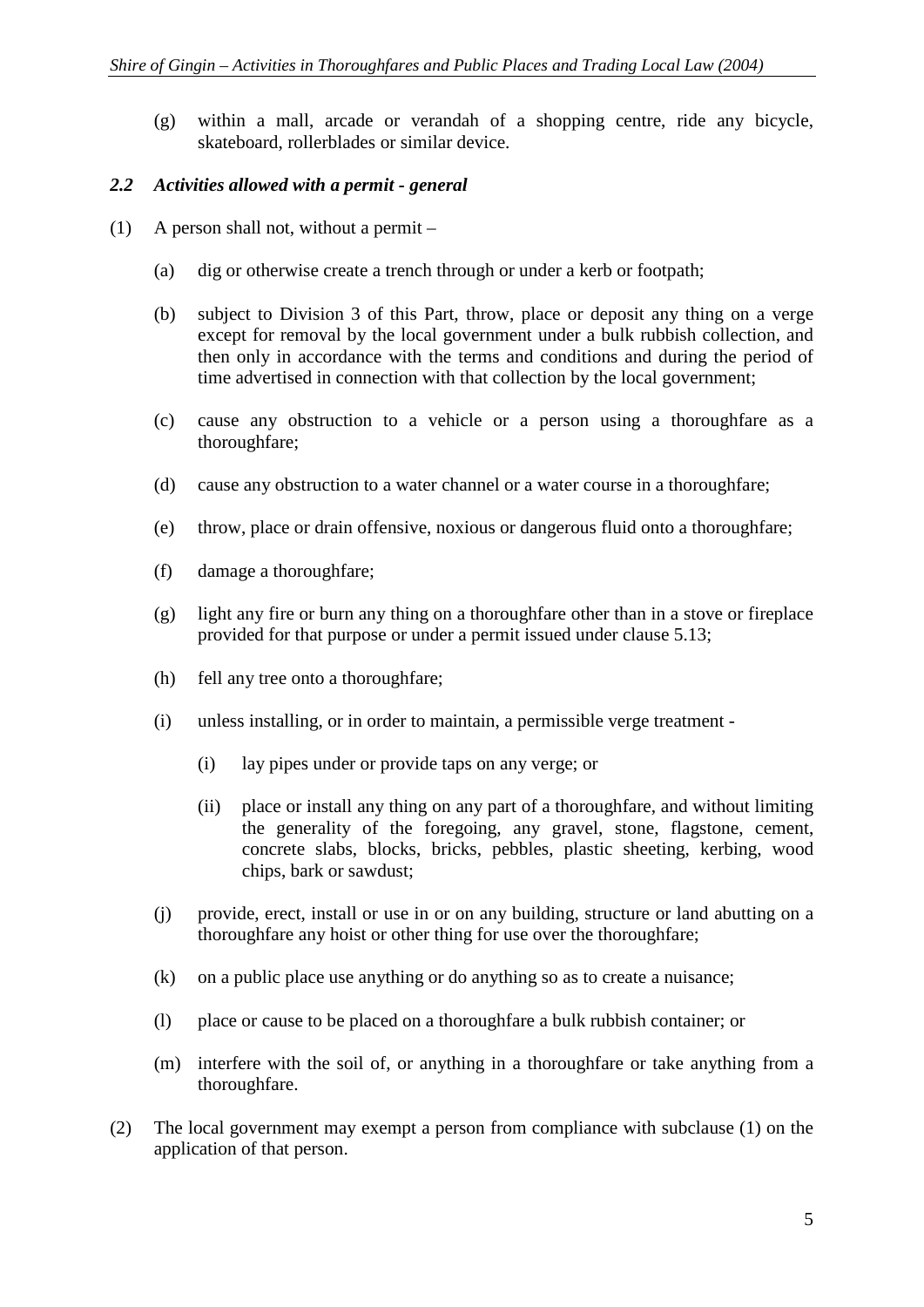(g) within a mall, arcade or verandah of a shopping centre, ride any bicycle, skateboard, rollerblades or similar device.

### *2.2 Activities allowed with a permit - general*

(1) A person shall not, without a permit –

(a) dig or otherwise create a trench through or under a kerb or footpath;

(b) subject to Division 3 of this Part, throw, place or deposit any thing on a verge except for removal by the local government under a bulk rubbish collection, and then only in accordance with the terms and conditions and during the period of time advertised in connection with that collection by the local government;

(c) cause any obstruction to a vehicle or a person using a thoroughfare as a thoroughfare;

(d) cause any obstruction to a water channel or a water course in a thoroughfare;

(e) throw, place or drain offensive, noxious or dangerous fluid onto a thoroughfare;

(f) damage a thoroughfare;

(g) light any fire or burn any thing on a thoroughfare other than in a stove or fireplace provided for that purpose or under a permit issued under clause 5.13;

(h) fell any tree onto a thoroughfare;

(i) unless installing, or in order to maintain, a permissible verge treatment -

(i) lay pipes under or provide taps on any verge; or

(ii) place or install any thing on any part of a thoroughfare, and without limiting the generality of the foregoing, any gravel, stone, flagstone, cement, concrete slabs, blocks, bricks, pebbles, plastic sheeting, kerbing, wood chips, bark or sawdust;

(j) provide, erect, install or use in or on any building, structure or land abutting on a thoroughfare any hoist or other thing for use over the thoroughfare;

(k) on a public place use anything or do anything so as to create a nuisance;

(l) place or cause to be placed on a thoroughfare a bulk rubbish container; or

(m) interfere with the soil of, or anything in a thoroughfare or take anything from a thoroughfare.

(2) The local government may exempt a person from compliance with subclause (1) on the application of that person.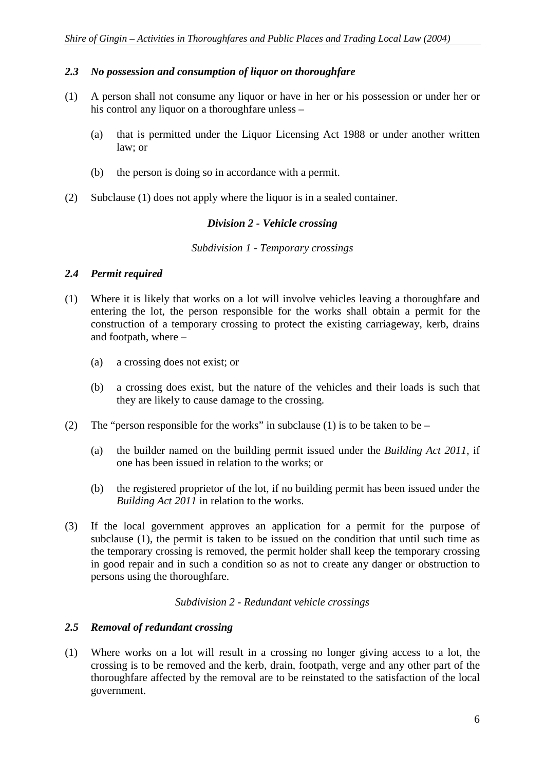### *2.3 No possession and consumption of liquor on thoroughfare*

(1) A person shall not consume any liquor or have in her or his possession or under her or his control any liquor on a thoroughfare unless –

(a) that is permitted under the Liquor Licensing Act 1988 or under another written law; or

(b) the person is doing so in accordance with a permit.

(2) Subclause (1) does not apply where the liquor is in a sealed container.

## *Division 2 - Vehicle crossing*

*Subdivision 1 - Temporary crossings*

### *2.4 Permit required*

(1) Where it is likely that works on a lot will involve vehicles leaving a thoroughfare and entering the lot, the person responsible for the works shall obtain a permit for the construction of a temporary crossing to protect the existing carriageway, kerb, drains and footpath, where –

(a) a crossing does not exist; or

(b) a crossing does exist, but the nature of the vehicles and their loads is such that they are likely to cause damage to the crossing.

(2) The "person responsible for the works" in subclause (1) is to be taken to be –

(a) the builder named on the building permit issued under the *Building Act 2011*, if one has been issued in relation to the works; or

(b) the registered proprietor of the lot, if no building permit has been issued under the *Building Act 2011* in relation to the works.

(3) If the local government approves an application for a permit for the purpose of subclause (1), the permit is taken to be issued on the condition that until such time as the temporary crossing is removed, the permit holder shall keep the temporary crossing in good repair and in such a condition so as not to create any danger or obstruction to persons using the thoroughfare.

*Subdivision 2 - Redundant vehicle crossings*

### *2.5 Removal of redundant crossing*

(1) Where works on a lot will result in a crossing no longer giving access to a lot, the crossing is to be removed and the kerb, drain, footpath, verge and any other part of the thoroughfare affected by the removal are to be reinstated to the satisfaction of the local government.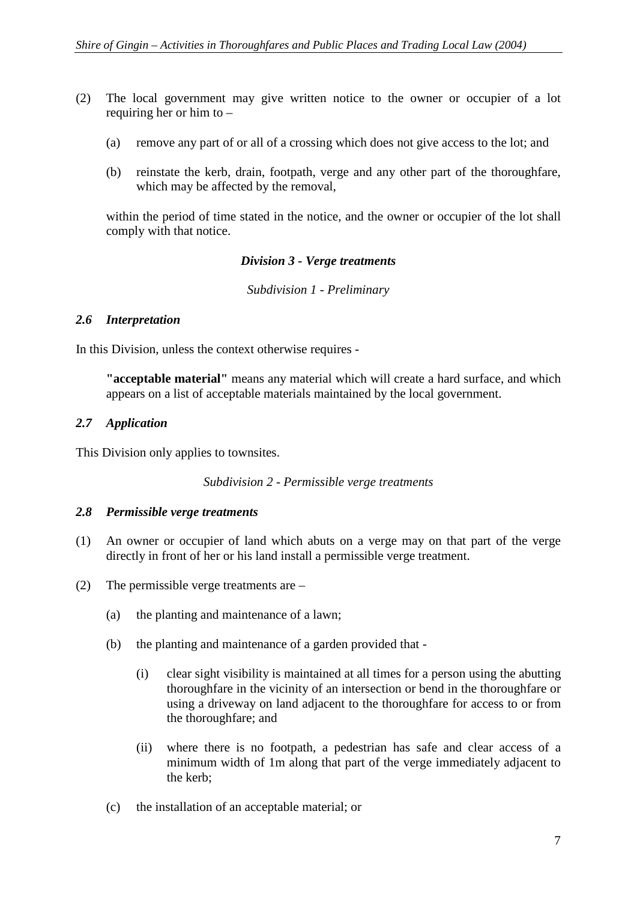(2) The local government may give written notice to the owner or occupier of a lot requiring her or him to –

   (a) remove any part of or all of a crossing which does not give access to the lot; and

   (b) reinstate the kerb, drain, footpath, verge and any other part of the thoroughfare, which may be affected by the removal,

   within the period of time stated in the notice, and the owner or occupier of the lot shall comply with that notice.

### *Division 3 - Verge treatments*

*Subdivision 1 - Preliminary*

#### *2.6 Interpretation*

In this Division, unless the context otherwise requires -

> **"acceptable material"** means any material which will create a hard surface, and which appears on a list of acceptable materials maintained by the local government.

#### *2.7 Application*

This Division only applies to townsites.

*Subdivision 2 - Permissible verge treatments*

#### *2.8 Permissible verge treatments*

(1) An owner or occupier of land which abuts on a verge may on that part of the verge directly in front of her or his land install a permissible verge treatment.

(2) The permissible verge treatments are –

   (a) the planting and maintenance of a lawn;

   (b) the planting and maintenance of a garden provided that -

      (i) clear sight visibility is maintained at all times for a person using the abutting thoroughfare in the vicinity of an intersection or bend in the thoroughfare or using a driveway on land adjacent to the thoroughfare for access to or from the thoroughfare; and

      (ii) where there is no footpath, a pedestrian has safe and clear access of a minimum width of 1m along that part of the verge immediately adjacent to the kerb;

   (c) the installation of an acceptable material; or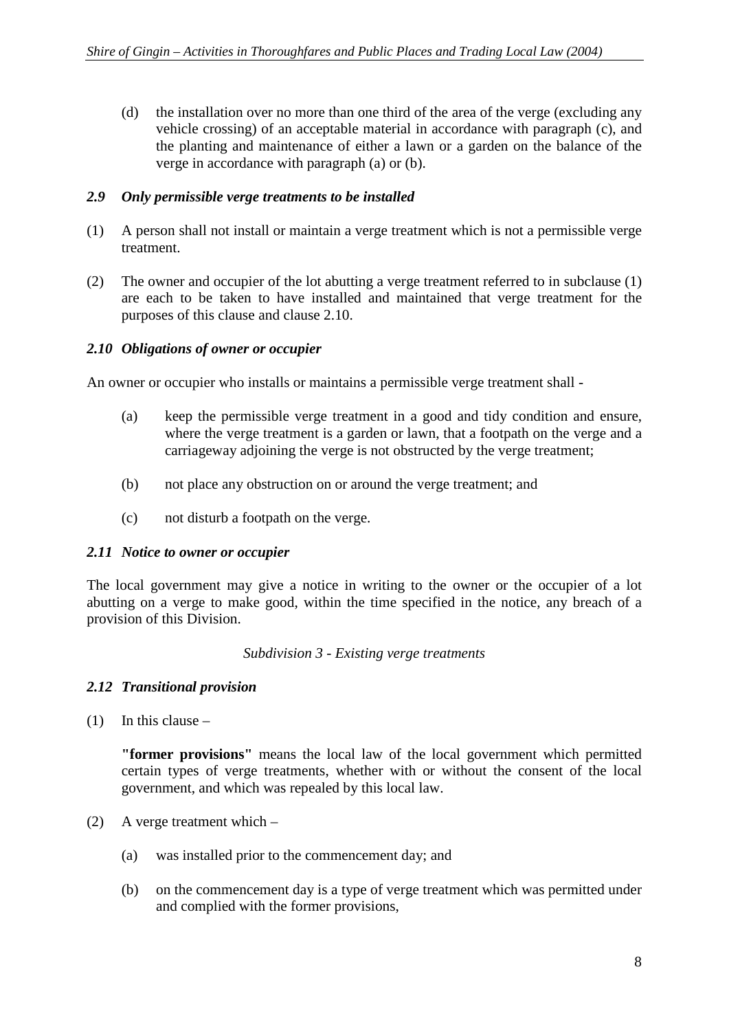(d) the installation over no more than one third of the area of the verge (excluding any vehicle crossing) of an acceptable material in accordance with paragraph (c), and the planting and maintenance of either a lawn or a garden on the balance of the verge in accordance with paragraph (a) or (b).

### *2.9 Only permissible verge treatments to be installed*

(1) A person shall not install or maintain a verge treatment which is not a permissible verge treatment.

(2) The owner and occupier of the lot abutting a verge treatment referred to in subclause (1) are each to be taken to have installed and maintained that verge treatment for the purposes of this clause and clause 2.10.

### *2.10 Obligations of owner or occupier*

An owner or occupier who installs or maintains a permissible verge treatment shall -

(a) keep the permissible verge treatment in a good and tidy condition and ensure, where the verge treatment is a garden or lawn, that a footpath on the verge and a carriageway adjoining the verge is not obstructed by the verge treatment;

(b) not place any obstruction on or around the verge treatment; and

(c) not disturb a footpath on the verge.

### *2.11 Notice to owner or occupier*

The local government may give a notice in writing to the owner or the occupier of a lot abutting on a verge to make good, within the time specified in the notice, any breach of a provision of this Division.

*Subdivision 3 - Existing verge treatments*

### *2.12 Transitional provision*

(1) In this clause –

**"former provisions"** means the local law of the local government which permitted certain types of verge treatments, whether with or without the consent of the local government, and which was repealed by this local law.

(2) A verge treatment which –

(a) was installed prior to the commencement day; and

(b) on the commencement day is a type of verge treatment which was permitted under and complied with the former provisions,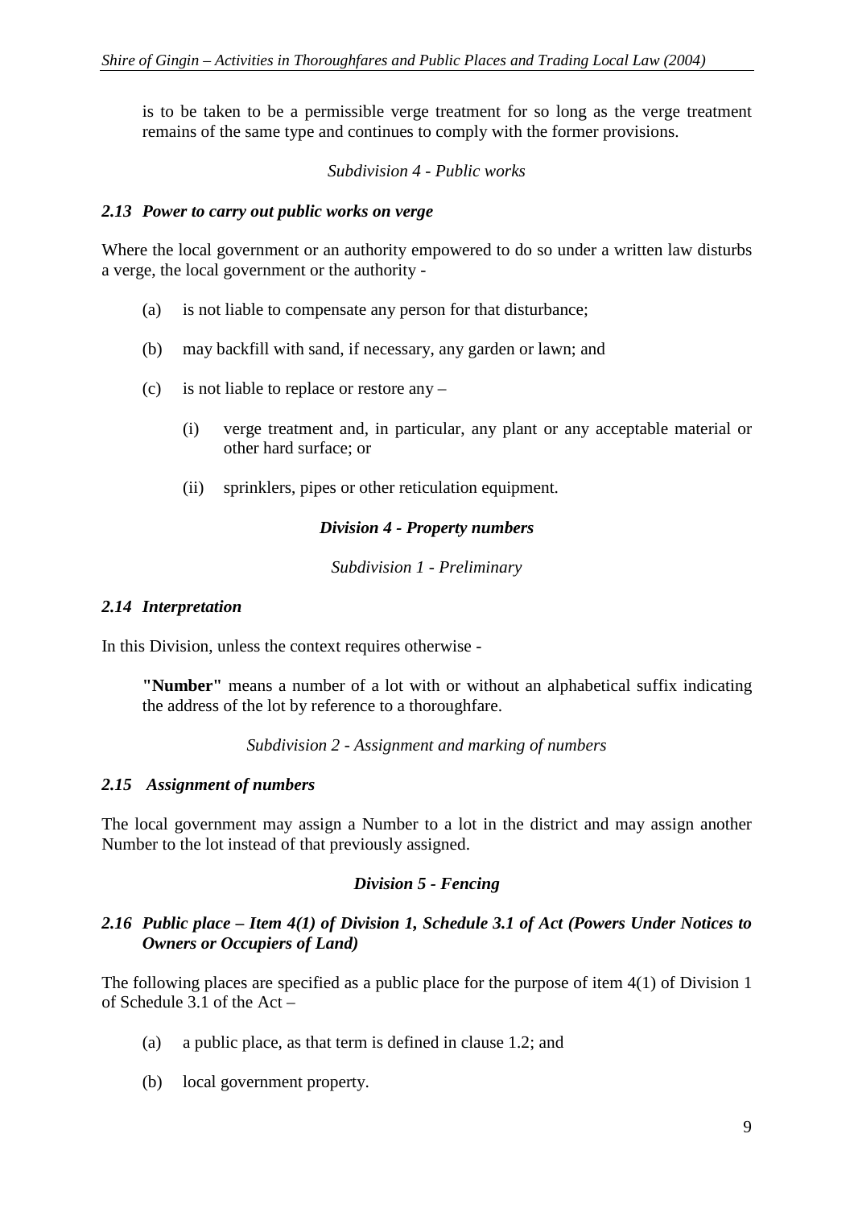is to be taken to be a permissible verge treatment for so long as the verge treatment remains of the same type and continues to comply with the former provisions.

*Subdivision 4 - Public works*

### *2.13 Power to carry out public works on verge*

Where the local government or an authority empowered to do so under a written law disturbs a verge, the local government or the authority -

(a) is not liable to compensate any person for that disturbance;

(b) may backfill with sand, if necessary, any garden or lawn; and

(c) is not liable to replace or restore any –

  (i) verge treatment and, in particular, any plant or any acceptable material or other hard surface; or

  (ii) sprinklers, pipes or other reticulation equipment.

## *Division 4 - Property numbers*

*Subdivision 1 - Preliminary*

### *2.14 Interpretation*

In this Division, unless the context requires otherwise -

**"Number"** means a number of a lot with or without an alphabetical suffix indicating the address of the lot by reference to a thoroughfare.

*Subdivision 2 - Assignment and marking of numbers*

### *2.15 Assignment of numbers*

The local government may assign a Number to a lot in the district and may assign another Number to the lot instead of that previously assigned.

## *Division 5 - Fencing*

### *2.16 Public place – Item 4(1) of Division 1, Schedule 3.1 of Act (Powers Under Notices to Owners or Occupiers of Land)*

The following places are specified as a public place for the purpose of item 4(1) of Division 1 of Schedule 3.1 of the Act –

(a) a public place, as that term is defined in clause 1.2; and

(b) local government property.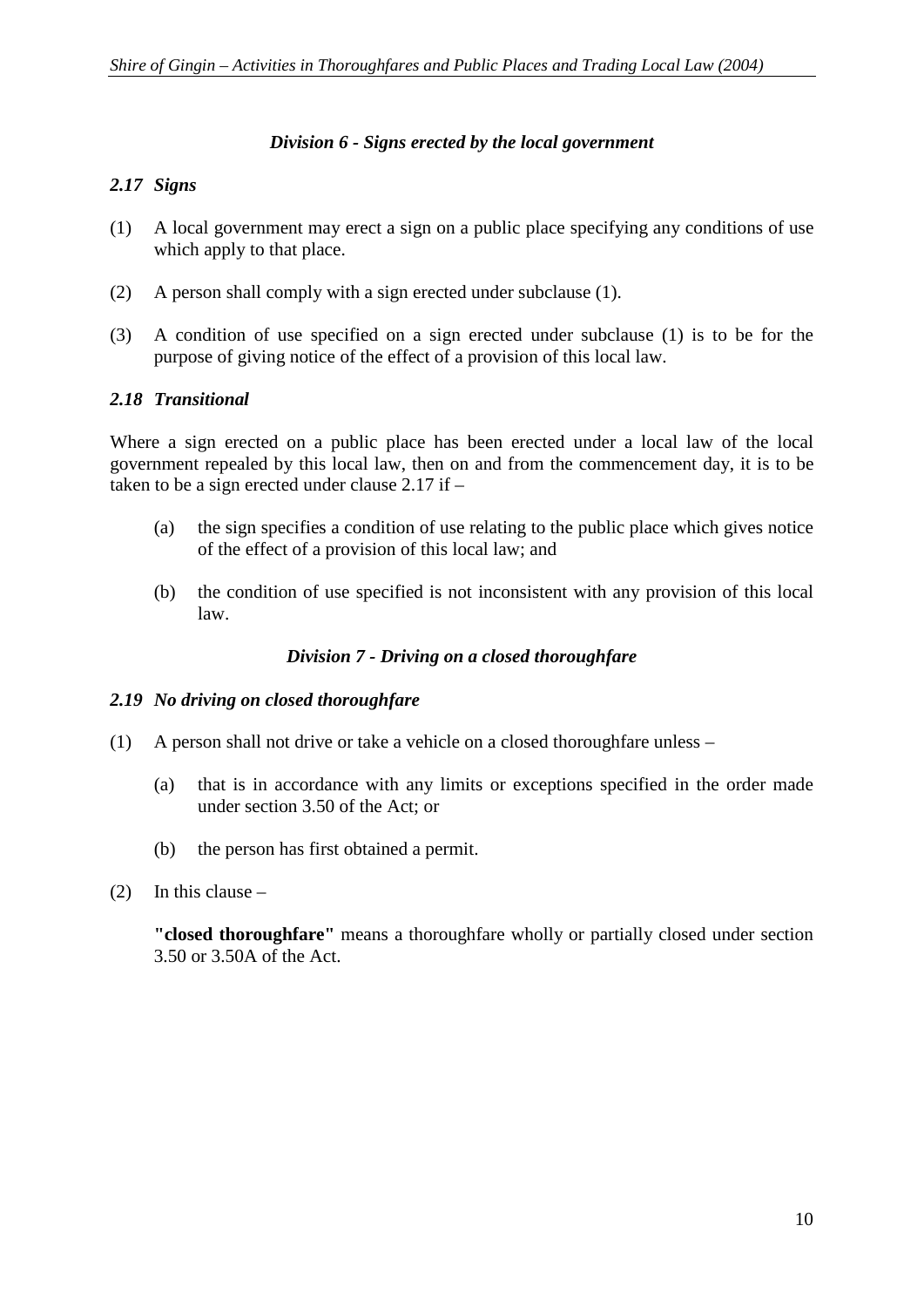### *Division 6 - Signs erected by the local government*

#### *2.17 Signs*

(1) A local government may erect a sign on a public place specifying any conditions of use which apply to that place.

(2) A person shall comply with a sign erected under subclause (1).

(3) A condition of use specified on a sign erected under subclause (1) is to be for the purpose of giving notice of the effect of a provision of this local law.

#### *2.18 Transitional*

Where a sign erected on a public place has been erected under a local law of the local government repealed by this local law, then on and from the commencement day, it is to be taken to be a sign erected under clause 2.17 if –

(a) the sign specifies a condition of use relating to the public place which gives notice of the effect of a provision of this local law; and

(b) the condition of use specified is not inconsistent with any provision of this local law.

### *Division 7 - Driving on a closed thoroughfare*

#### *2.19 No driving on closed thoroughfare*

(1) A person shall not drive or take a vehicle on a closed thoroughfare unless –

(a) that is in accordance with any limits or exceptions specified in the order made under section 3.50 of the Act; or

(b) the person has first obtained a permit.

(2) In this clause –

**"closed thoroughfare"** means a thoroughfare wholly or partially closed under section 3.50 or 3.50A of the Act.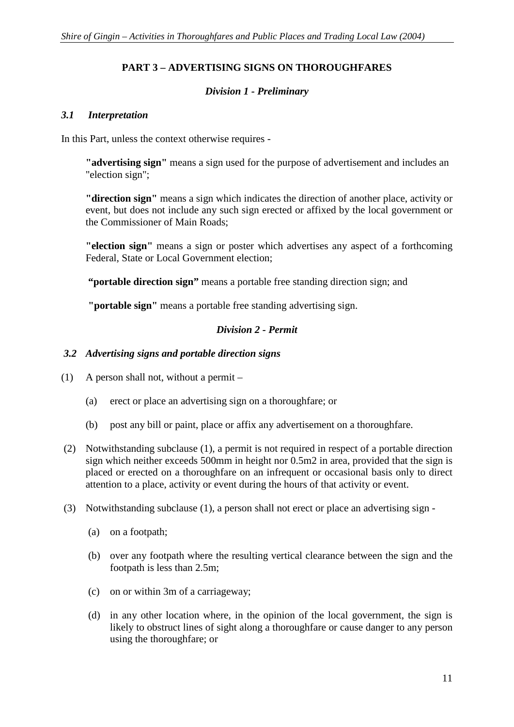## PART 3 – ADVERTISING SIGNS ON THOROUGHFARES

### *Division 1 - Preliminary*

#### *3.1 Interpretation*

In this Part, unless the context otherwise requires -

**"advertising sign"** means a sign used for the purpose of advertisement and includes an "election sign";

**"direction sign"** means a sign which indicates the direction of another place, activity or event, but does not include any such sign erected or affixed by the local government or the Commissioner of Main Roads;

**"election sign"** means a sign or poster which advertises any aspect of a forthcoming Federal, State or Local Government election;

**"portable direction sign"** means a portable free standing direction sign; and

**"portable sign"** means a portable free standing advertising sign.

### *Division 2 - Permit*

#### *3.2 Advertising signs and portable direction signs*

(1) A person shall not, without a permit –

(a) erect or place an advertising sign on a thoroughfare; or

(b) post any bill or paint, place or affix any advertisement on a thoroughfare.

(2) Notwithstanding subclause (1), a permit is not required in respect of a portable direction sign which neither exceeds 500mm in height nor $0.5m^2$ in area, provided that the sign is placed or erected on a thoroughfare on an infrequent or occasional basis only to direct attention to a place, activity or event during the hours of that activity or event.

(3) Notwithstanding subclause (1), a person shall not erect or place an advertising sign -

(a) on a footpath;

(b) over any footpath where the resulting vertical clearance between the sign and the footpath is less than 2.5m;

(c) on or within 3m of a carriageway;

(d) in any other location where, in the opinion of the local government, the sign is likely to obstruct lines of sight along a thoroughfare or cause danger to any person using the thoroughfare; or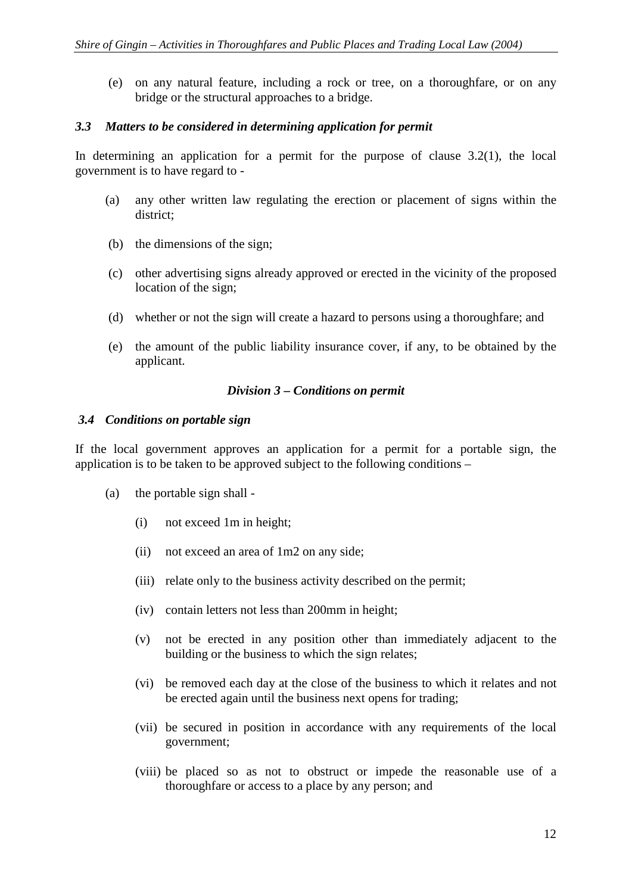(e) on any natural feature, including a rock or tree, on a thoroughfare, or on any bridge or the structural approaches to a bridge.

### *3.3 Matters to be considered in determining application for permit*

In determining an application for a permit for the purpose of clause 3.2(1), the local government is to have regard to -

(a) any other written law regulating the erection or placement of signs within the district;

(b) the dimensions of the sign;

(c) other advertising signs already approved or erected in the vicinity of the proposed location of the sign;

(d) whether or not the sign will create a hazard to persons using a thoroughfare; and

(e) the amount of the public liability insurance cover, if any, to be obtained by the applicant.

## *Division 3 – Conditions on permit*

### *3.4 Conditions on portable sign*

If the local government approves an application for a permit for a portable sign, the application is to be taken to be approved subject to the following conditions –

(a) the portable sign shall -

(i) not exceed 1m in height;

(ii) not exceed an area of 1m2 on any side;

(iii) relate only to the business activity described on the permit;

(iv) contain letters not less than 200mm in height;

(v) not be erected in any position other than immediately adjacent to the building or the business to which the sign relates;

(vi) be removed each day at the close of the business to which it relates and not be erected again until the business next opens for trading;

(vii) be secured in position in accordance with any requirements of the local government;

(viii) be placed so as not to obstruct or impede the reasonable use of a thoroughfare or access to a place by any person; and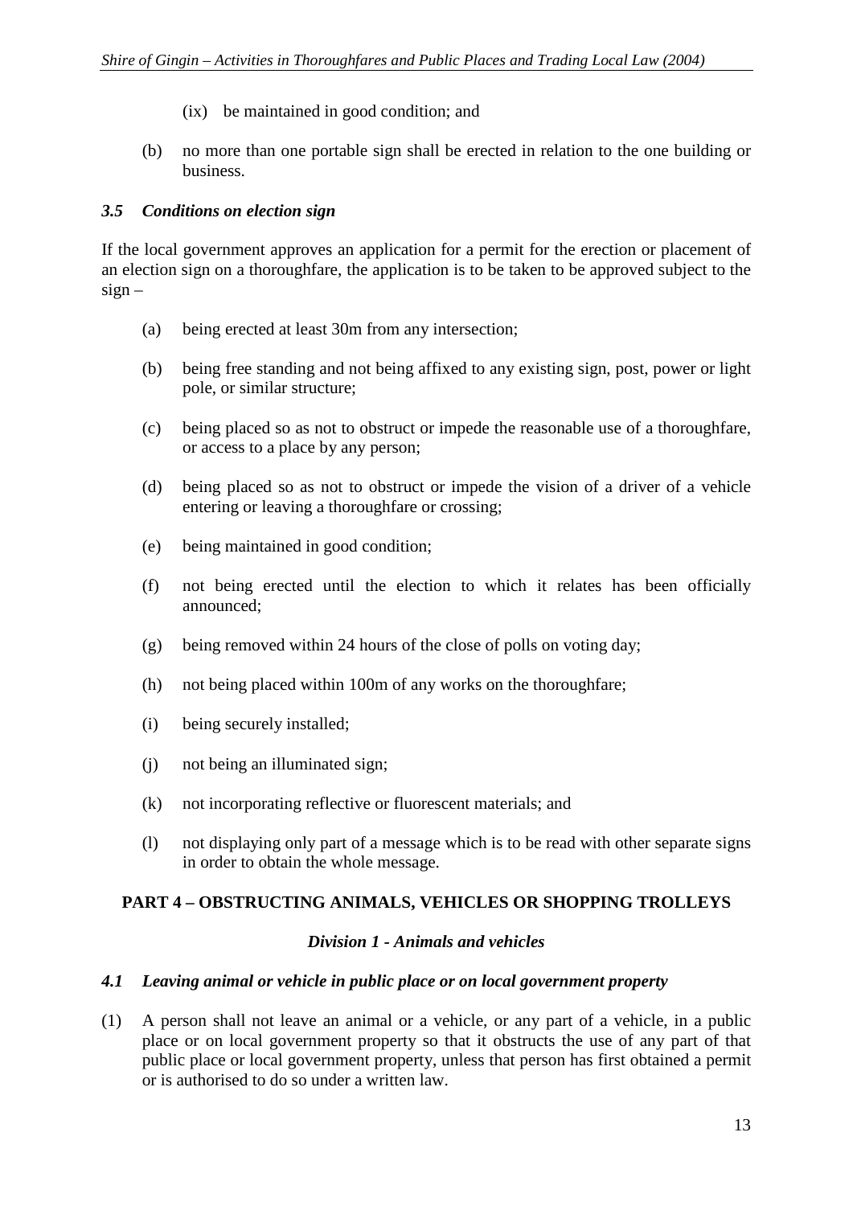(ix) be maintained in good condition; and

(b) no more than one portable sign shall be erected in relation to the one building or business.

### *3.5 Conditions on election sign*

If the local government approves an application for a permit for the erection or placement of an election sign on a thoroughfare, the application is to be taken to be approved subject to the sign –

(a) being erected at least 30m from any intersection;

(b) being free standing and not being affixed to any existing sign, post, power or light pole, or similar structure;

(c) being placed so as not to obstruct or impede the reasonable use of a thoroughfare, or access to a place by any person;

(d) being placed so as not to obstruct or impede the vision of a driver of a vehicle entering or leaving a thoroughfare or crossing;

(e) being maintained in good condition;

(f) not being erected until the election to which it relates has been officially announced;

(g) being removed within 24 hours of the close of polls on voting day;

(h) not being placed within 100m of any works on the thoroughfare;

(i) being securely installed;

(j) not being an illuminated sign;

(k) not incorporating reflective or fluorescent materials; and

(l) not displaying only part of a message which is to be read with other separate signs in order to obtain the whole message.

## PART 4 – OBSTRUCTING ANIMALS, VEHICLES OR SHOPPING TROLLEYS

### *Division 1 - Animals and vehicles*

### *4.1 Leaving animal or vehicle in public place or on local government property*

(1) A person shall not leave an animal or a vehicle, or any part of a vehicle, in a public place or on local government property so that it obstructs the use of any part of that public place or local government property, unless that person has first obtained a permit or is authorised to do so under a written law.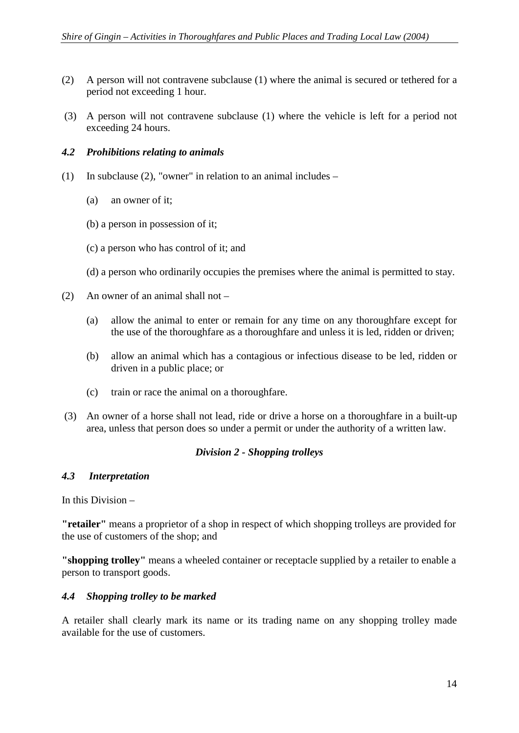(2) A person will not contravene subclause (1) where the animal is secured or tethered for a period not exceeding 1 hour.

(3) A person will not contravene subclause (1) where the vehicle is left for a period not exceeding 24 hours.

### *4.2 Prohibitions relating to animals*

(1) In subclause (2), "owner" in relation to an animal includes –

(a) an owner of it;

(b) a person in possession of it;

(c) a person who has control of it; and

(d) a person who ordinarily occupies the premises where the animal is permitted to stay.

(2) An owner of an animal shall not –

(a) allow the animal to enter or remain for any time on any thoroughfare except for the use of the thoroughfare as a thoroughfare and unless it is led, ridden or driven;

(b) allow an animal which has a contagious or infectious disease to be led, ridden or driven in a public place; or

(c) train or race the animal on a thoroughfare.

(3) An owner of a horse shall not lead, ride or drive a horse on a thoroughfare in a built-up area, unless that person does so under a permit or under the authority of a written law.

## *Division 2 - Shopping trolleys*

### *4.3 Interpretation*

In this Division –

**"retailer"** means a proprietor of a shop in respect of which shopping trolleys are provided for the use of customers of the shop; and

**"shopping trolley"** means a wheeled container or receptacle supplied by a retailer to enable a person to transport goods.

### *4.4 Shopping trolley to be marked*

A retailer shall clearly mark its name or its trading name on any shopping trolley made available for the use of customers.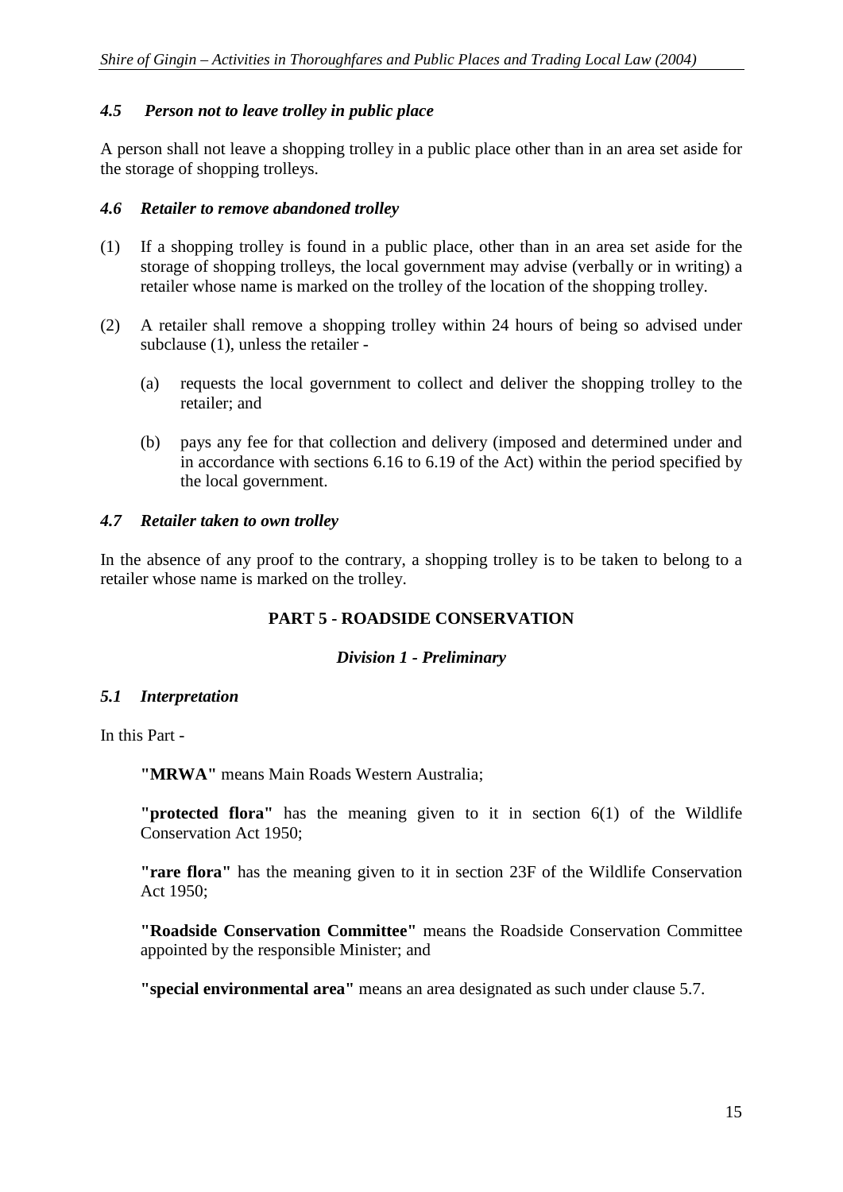### *4.5 Person not to leave trolley in public place*

A person shall not leave a shopping trolley in a public place other than in an area set aside for the storage of shopping trolleys.

### *4.6 Retailer to remove abandoned trolley*

(1) If a shopping trolley is found in a public place, other than in an area set aside for the storage of shopping trolleys, the local government may advise (verbally or in writing) a retailer whose name is marked on the trolley of the location of the shopping trolley.

(2) A retailer shall remove a shopping trolley within 24 hours of being so advised under subclause (1), unless the retailer -

   (a) requests the local government to collect and deliver the shopping trolley to the retailer; and

   (b) pays any fee for that collection and delivery (imposed and determined under and in accordance with sections 6.16 to 6.19 of the Act) within the period specified by the local government.

### *4.7 Retailer taken to own trolley*

In the absence of any proof to the contrary, a shopping trolley is to be taken to belong to a retailer whose name is marked on the trolley.

## PART 5 - ROADSIDE CONSERVATION

### *Division 1 - Preliminary*

### *5.1 Interpretation*

In this Part -

**"MRWA"** means Main Roads Western Australia;

**"protected flora"** has the meaning given to it in section 6(1) of the Wildlife Conservation Act 1950;

**"rare flora"** has the meaning given to it in section 23F of the Wildlife Conservation Act 1950;

**"Roadside Conservation Committee"** means the Roadside Conservation Committee appointed by the responsible Minister; and

**"special environmental area"** means an area designated as such under clause 5.7.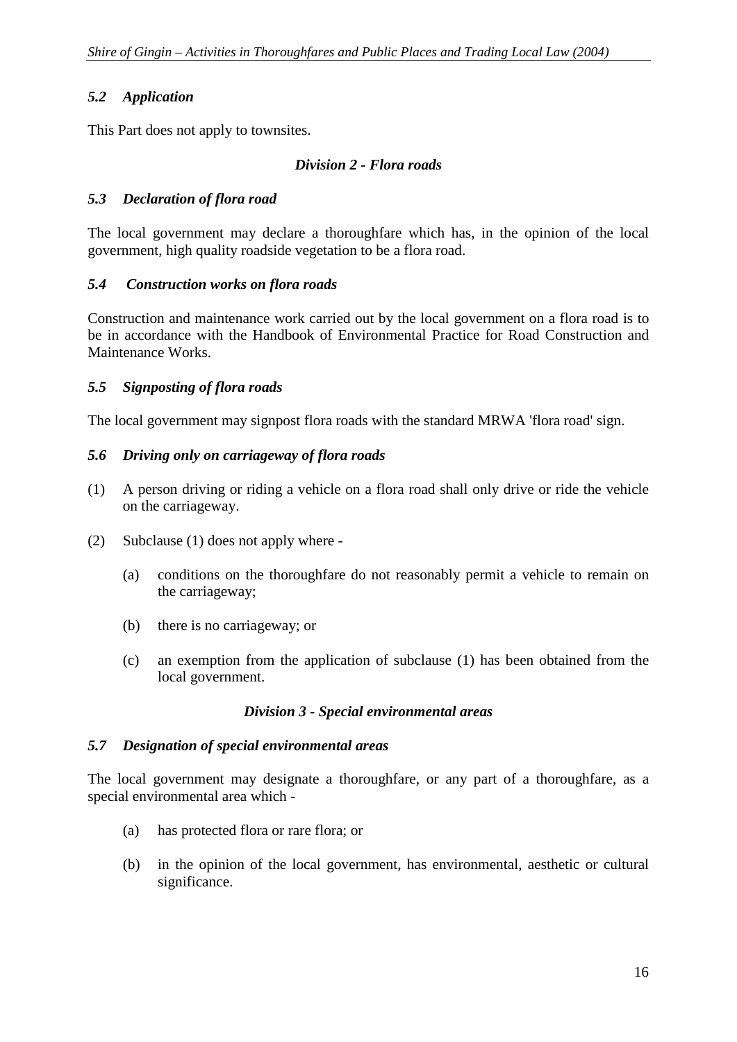### *5.2 Application*

This Part does not apply to townsites.

## *Division 2 - Flora roads*

### *5.3 Declaration of flora road*

The local government may declare a thoroughfare which has, in the opinion of the local government, high quality roadside vegetation to be a flora road.

### *5.4 Construction works on flora roads*

Construction and maintenance work carried out by the local government on a flora road is to be in accordance with the Handbook of Environmental Practice for Road Construction and Maintenance Works.

### *5.5 Signposting of flora roads*

The local government may signpost flora roads with the standard MRWA 'flora road' sign.

### *5.6 Driving only on carriageway of flora roads*

(1) A person driving or riding a vehicle on a flora road shall only drive or ride the vehicle on the carriageway.

(2) Subclause (1) does not apply where -

  (a) conditions on the thoroughfare do not reasonably permit a vehicle to remain on the carriageway;

  (b) there is no carriageway; or

  (c) an exemption from the application of subclause (1) has been obtained from the local government.

## *Division 3 - Special environmental areas*

### *5.7 Designation of special environmental areas*

The local government may designate a thoroughfare, or any part of a thoroughfare, as a special environmental area which -

  (a) has protected flora or rare flora; or

  (b) in the opinion of the local government, has environmental, aesthetic or cultural significance.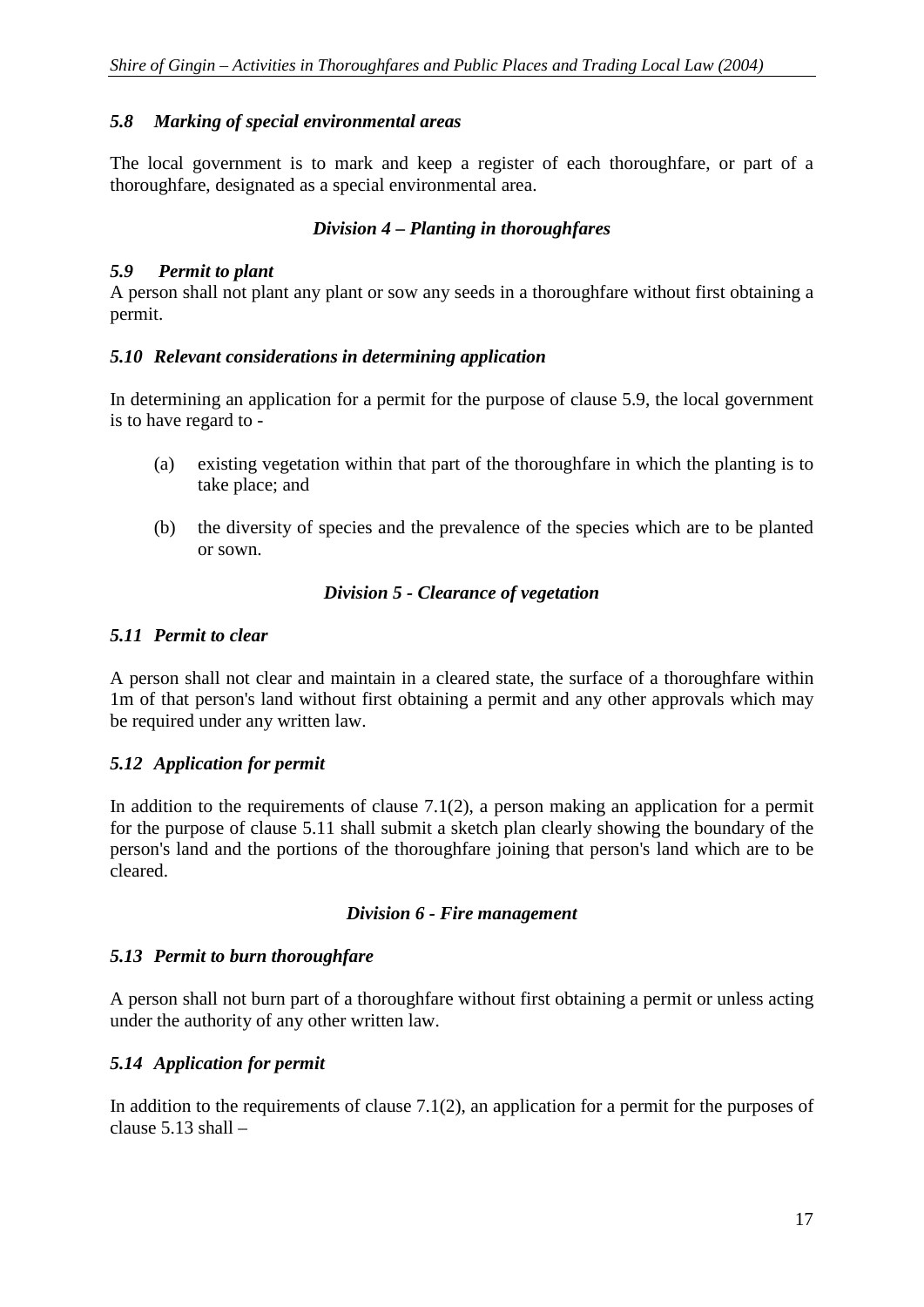### *5.8 Marking of special environmental areas*

The local government is to mark and keep a register of each thoroughfare, or part of a thoroughfare, designated as a special environmental area.

## *Division 4 – Planting in thoroughfares*

### *5.9 Permit to plant*

A person shall not plant any plant or sow any seeds in a thoroughfare without first obtaining a permit.

### *5.10 Relevant considerations in determining application*

In determining an application for a permit for the purpose of clause 5.9, the local government is to have regard to -

(a) existing vegetation within that part of the thoroughfare in which the planting is to take place; and

(b) the diversity of species and the prevalence of the species which are to be planted or sown.

## *Division 5 - Clearance of vegetation*

### *5.11 Permit to clear*

A person shall not clear and maintain in a cleared state, the surface of a thoroughfare within 1m of that person's land without first obtaining a permit and any other approvals which may be required under any written law.

### *5.12 Application for permit*

In addition to the requirements of clause 7.1(2), a person making an application for a permit for the purpose of clause 5.11 shall submit a sketch plan clearly showing the boundary of the person's land and the portions of the thoroughfare joining that person's land which are to be cleared.

## *Division 6 - Fire management*

### *5.13 Permit to burn thoroughfare*

A person shall not burn part of a thoroughfare without first obtaining a permit or unless acting under the authority of any other written law.

### *5.14 Application for permit*

In addition to the requirements of clause 7.1(2), an application for a permit for the purposes of clause 5.13 shall –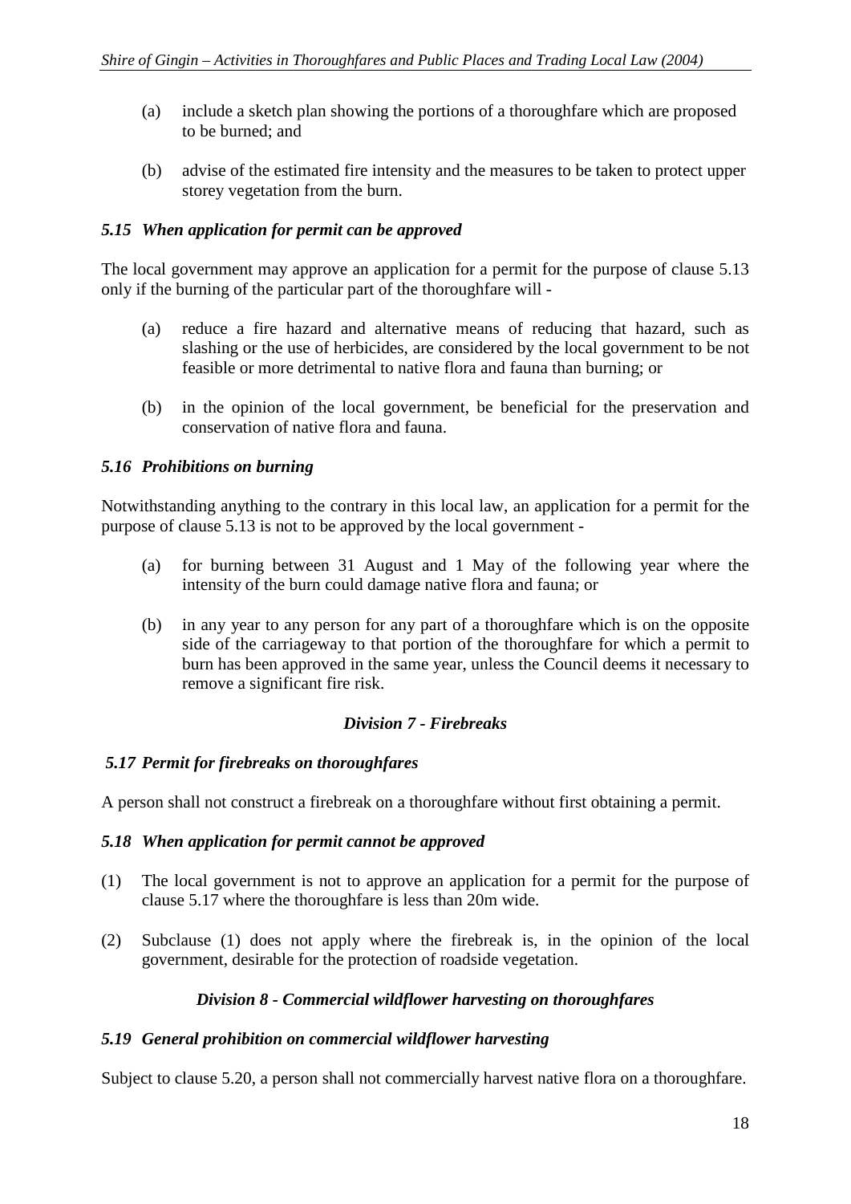(a) include a sketch plan showing the portions of a thoroughfare which are proposed to be burned; and

(b) advise of the estimated fire intensity and the measures to be taken to protect upper storey vegetation from the burn.

### *5.15 When application for permit can be approved*

The local government may approve an application for a permit for the purpose of clause 5.13 only if the burning of the particular part of the thoroughfare will -

(a) reduce a fire hazard and alternative means of reducing that hazard, such as slashing or the use of herbicides, are considered by the local government to be not feasible or more detrimental to native flora and fauna than burning; or

(b) in the opinion of the local government, be beneficial for the preservation and conservation of native flora and fauna.

### *5.16 Prohibitions on burning*

Notwithstanding anything to the contrary in this local law, an application for a permit for the purpose of clause 5.13 is not to be approved by the local government -

(a) for burning between 31 August and 1 May of the following year where the intensity of the burn could damage native flora and fauna; or

(b) in any year to any person for any part of a thoroughfare which is on the opposite side of the carriageway to that portion of the thoroughfare for which a permit to burn has been approved in the same year, unless the Council deems it necessary to remove a significant fire risk.

## *Division 7 - Firebreaks*

### *5.17 Permit for firebreaks on thoroughfares*

A person shall not construct a firebreak on a thoroughfare without first obtaining a permit.

### *5.18 When application for permit cannot be approved*

(1) The local government is not to approve an application for a permit for the purpose of clause 5.17 where the thoroughfare is less than 20m wide.

(2) Subclause (1) does not apply where the firebreak is, in the opinion of the local government, desirable for the protection of roadside vegetation.

## *Division 8 - Commercial wildflower harvesting on thoroughfares*

### *5.19 General prohibition on commercial wildflower harvesting*

Subject to clause 5.20, a person shall not commercially harvest native flora on a thoroughfare.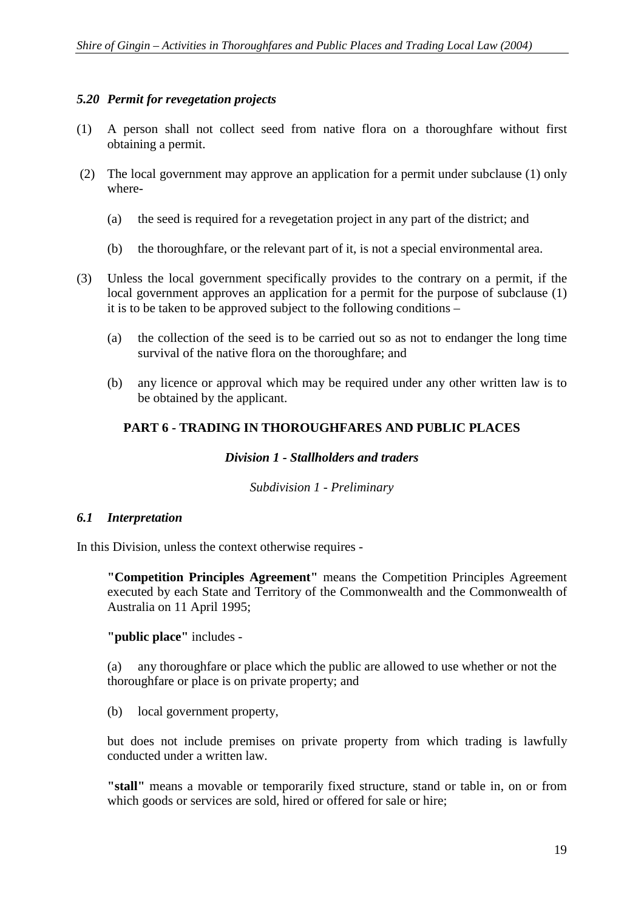### *5.20 Permit for revegetation projects*

(1) A person shall not collect seed from native flora on a thoroughfare without first obtaining a permit.

(2) The local government may approve an application for a permit under subclause (1) only where-

(a) the seed is required for a revegetation project in any part of the district; and

(b) the thoroughfare, or the relevant part of it, is not a special environmental area.

(3) Unless the local government specifically provides to the contrary on a permit, if the local government approves an application for a permit for the purpose of subclause (1) it is to be taken to be approved subject to the following conditions –

(a) the collection of the seed is to be carried out so as not to endanger the long time survival of the native flora on the thoroughfare; and

(b) any licence or approval which may be required under any other written law is to be obtained by the applicant.

## PART 6 - TRADING IN THOROUGHFARES AND PUBLIC PLACES

### *Division 1 - Stallholders and traders*

*Subdivision 1 - Preliminary*

### *6.1 Interpretation*

In this Division, unless the context otherwise requires -

**"Competition Principles Agreement"** means the Competition Principles Agreement executed by each State and Territory of the Commonwealth and the Commonwealth of Australia on 11 April 1995;

**"public place"** includes -

(a) any thoroughfare or place which the public are allowed to use whether or not the thoroughfare or place is on private property; and

(b) local government property,

but does not include premises on private property from which trading is lawfully conducted under a written law.

**"stall"** means a movable or temporarily fixed structure, stand or table in, on or from which goods or services are sold, hired or offered for sale or hire;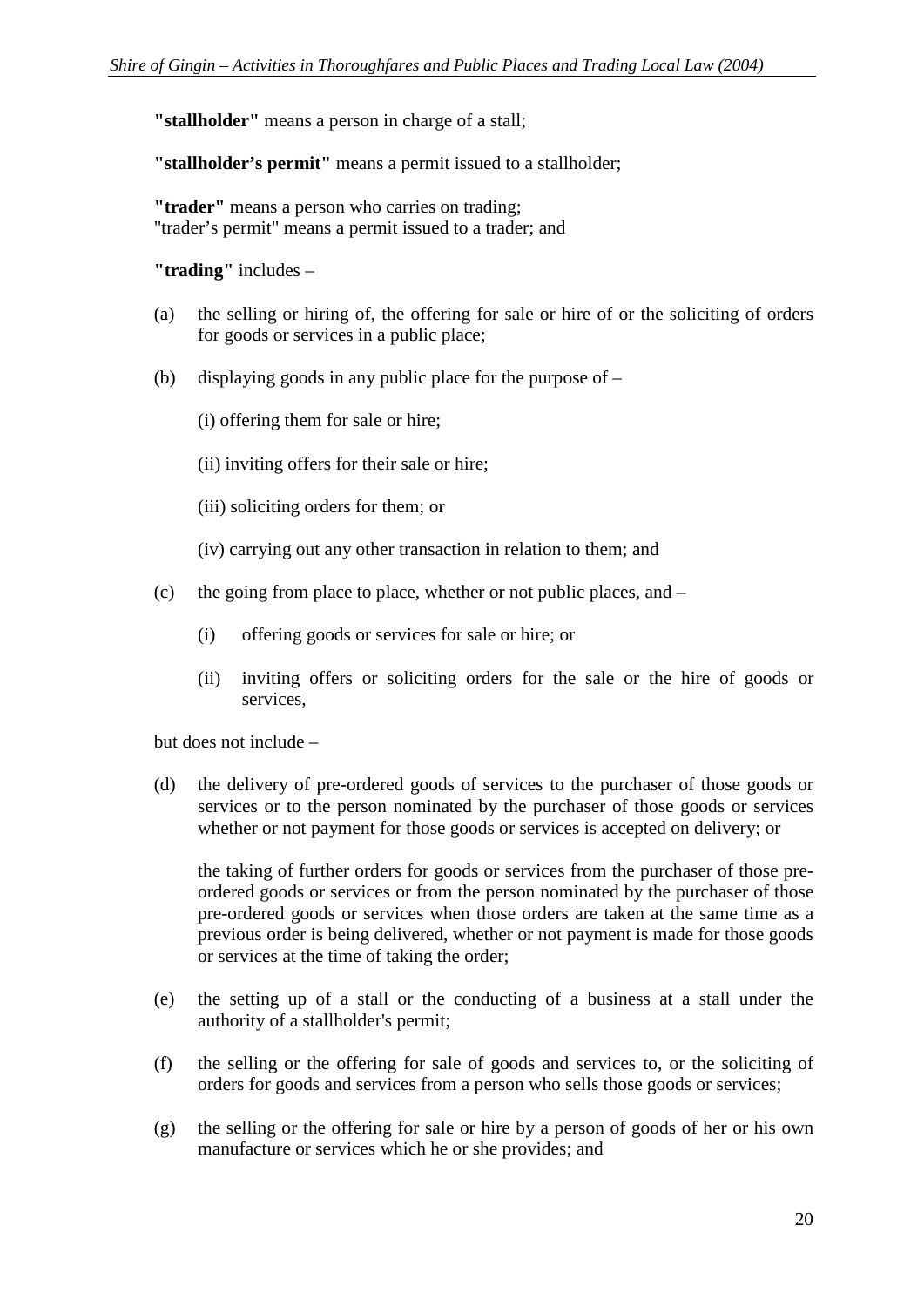**"stallholder"** means a person in charge of a stall;

**"stallholder's permit"** means a permit issued to a stallholder;

**"trader"** means a person who carries on trading;
"trader's permit" means a permit issued to a trader; and

**"trading"** includes –

(a) the selling or hiring of, the offering for sale or hire of or the soliciting of orders for goods or services in a public place;

(b) displaying goods in any public place for the purpose of –

(i) offering them for sale or hire;

(ii) inviting offers for their sale or hire;

(iii) soliciting orders for them; or

(iv) carrying out any other transaction in relation to them; and

(c) the going from place to place, whether or not public places, and –

(i) offering goods or services for sale or hire; or

(ii) inviting offers or soliciting orders for the sale or the hire of goods or services,

but does not include –

(d) the delivery of pre-ordered goods of services to the purchaser of those goods or services or to the person nominated by the purchaser of those goods or services whether or not payment for those goods or services is accepted on delivery; or

the taking of further orders for goods or services from the purchaser of those pre-ordered goods or services or from the person nominated by the purchaser of those pre-ordered goods or services when those orders are taken at the same time as a previous order is being delivered, whether or not payment is made for those goods or services at the time of taking the order;

(e) the setting up of a stall or the conducting of a business at a stall under the authority of a stallholder's permit;

(f) the selling or the offering for sale of goods and services to, or the soliciting of orders for goods and services from a person who sells those goods or services;

(g) the selling or the offering for sale or hire by a person of goods of her or his own manufacture or services which he or she provides; and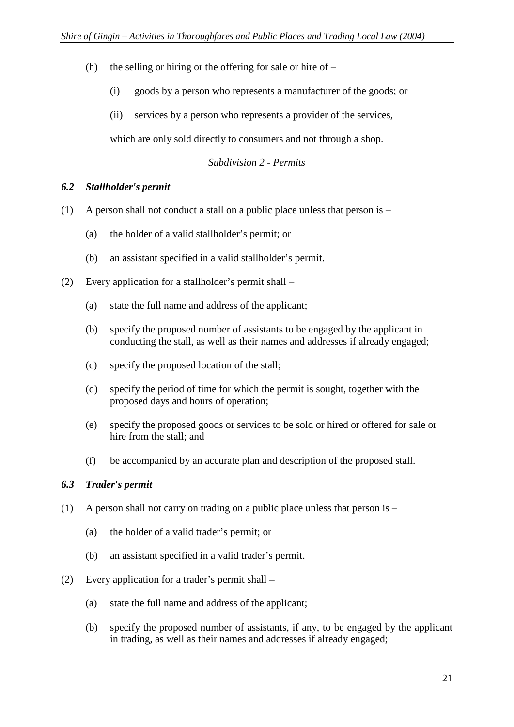(h) the selling or hiring or the offering for sale or hire of –

   (i) goods by a person who represents a manufacturer of the goods; or

   (ii) services by a person who represents a provider of the services,

   which are only sold directly to consumers and not through a shop.

*Subdivision 2 - Permits*

### *6.2 Stallholder's permit*

(1) A person shall not conduct a stall on a public place unless that person is –

   (a) the holder of a valid stallholder's permit; or

   (b) an assistant specified in a valid stallholder's permit.

(2) Every application for a stallholder's permit shall –

   (a) state the full name and address of the applicant;

   (b) specify the proposed number of assistants to be engaged by the applicant in conducting the stall, as well as their names and addresses if already engaged;

   (c) specify the proposed location of the stall;

   (d) specify the period of time for which the permit is sought, together with the proposed days and hours of operation;

   (e) specify the proposed goods or services to be sold or hired or offered for sale or hire from the stall; and

   (f) be accompanied by an accurate plan and description of the proposed stall.

### *6.3 Trader's permit*

(1) A person shall not carry on trading on a public place unless that person is –

   (a) the holder of a valid trader's permit; or

   (b) an assistant specified in a valid trader's permit.

(2) Every application for a trader's permit shall –

   (a) state the full name and address of the applicant;

   (b) specify the proposed number of assistants, if any, to be engaged by the applicant in trading, as well as their names and addresses if already engaged;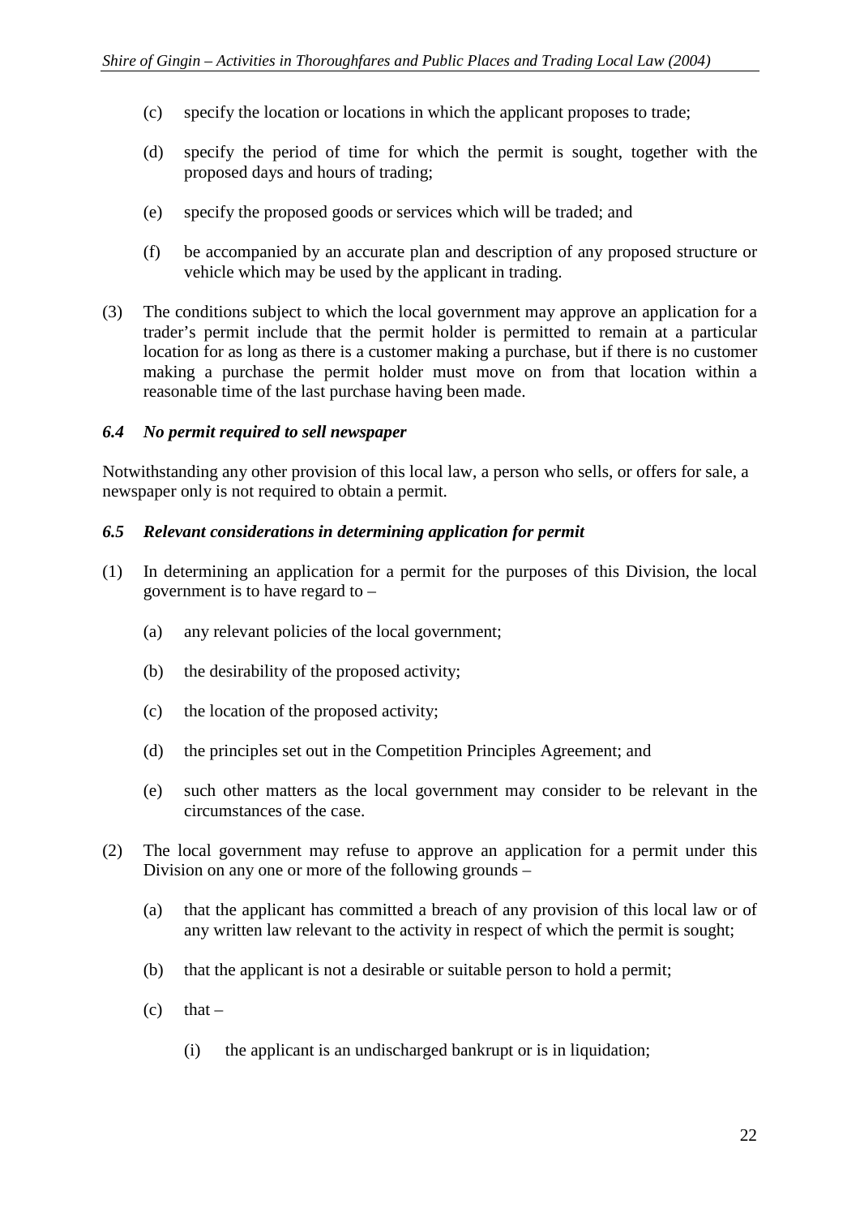(c) specify the location or locations in which the applicant proposes to trade;

(d) specify the period of time for which the permit is sought, together with the proposed days and hours of trading;

(e) specify the proposed goods or services which will be traded; and

(f) be accompanied by an accurate plan and description of any proposed structure or vehicle which may be used by the applicant in trading.

(3) The conditions subject to which the local government may approve an application for a trader's permit include that the permit holder is permitted to remain at a particular location for as long as there is a customer making a purchase, but if there is no customer making a purchase the permit holder must move on from that location within a reasonable time of the last purchase having been made.

### *6.4 No permit required to sell newspaper*

Notwithstanding any other provision of this local law, a person who sells, or offers for sale, a newspaper only is not required to obtain a permit.

### *6.5 Relevant considerations in determining application for permit*

(1) In determining an application for a permit for the purposes of this Division, the local government is to have regard to –

(a) any relevant policies of the local government;

(b) the desirability of the proposed activity;

(c) the location of the proposed activity;

(d) the principles set out in the Competition Principles Agreement; and

(e) such other matters as the local government may consider to be relevant in the circumstances of the case.

(2) The local government may refuse to approve an application for a permit under this Division on any one or more of the following grounds –

(a) that the applicant has committed a breach of any provision of this local law or of any written law relevant to the activity in respect of which the permit is sought;

(b) that the applicant is not a desirable or suitable person to hold a permit;

(c) that –

(i) the applicant is an undischarged bankrupt or is in liquidation;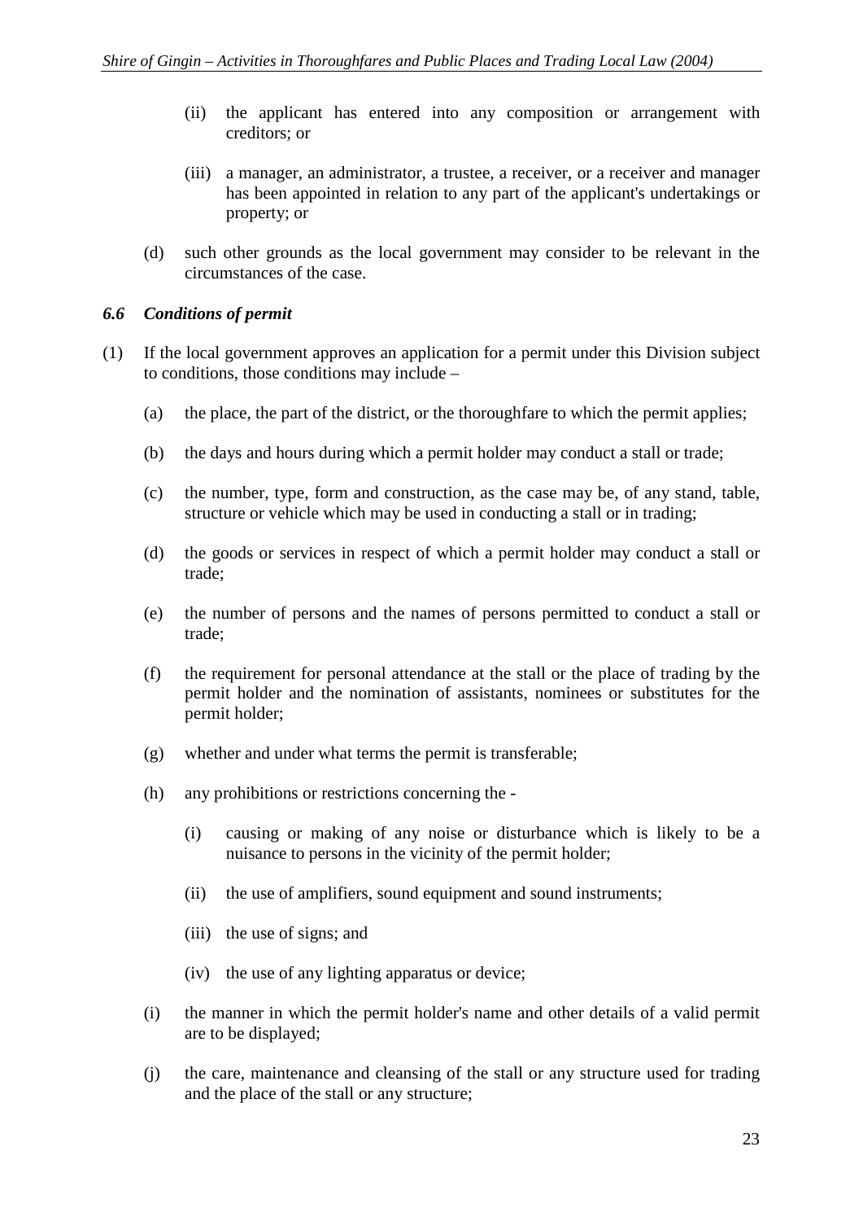(ii) the applicant has entered into any composition or arrangement with creditors; or

(iii) a manager, an administrator, a trustee, a receiver, or a receiver and manager has been appointed in relation to any part of the applicant's undertakings or property; or

(d) such other grounds as the local government may consider to be relevant in the circumstances of the case.

### *6.6 Conditions of permit*

(1) If the local government approves an application for a permit under this Division subject to conditions, those conditions may include –

(a) the place, the part of the district, or the thoroughfare to which the permit applies;

(b) the days and hours during which a permit holder may conduct a stall or trade;

(c) the number, type, form and construction, as the case may be, of any stand, table, structure or vehicle which may be used in conducting a stall or in trading;

(d) the goods or services in respect of which a permit holder may conduct a stall or trade;

(e) the number of persons and the names of persons permitted to conduct a stall or trade;

(f) the requirement for personal attendance at the stall or the place of trading by the permit holder and the nomination of assistants, nominees or substitutes for the permit holder;

(g) whether and under what terms the permit is transferable;

(h) any prohibitions or restrictions concerning the -

(i) causing or making of any noise or disturbance which is likely to be a nuisance to persons in the vicinity of the permit holder;

(ii) the use of amplifiers, sound equipment and sound instruments;

(iii) the use of signs; and

(iv) the use of any lighting apparatus or device;

(i) the manner in which the permit holder's name and other details of a valid permit are to be displayed;

(j) the care, maintenance and cleansing of the stall or any structure used for trading and the place of the stall or any structure;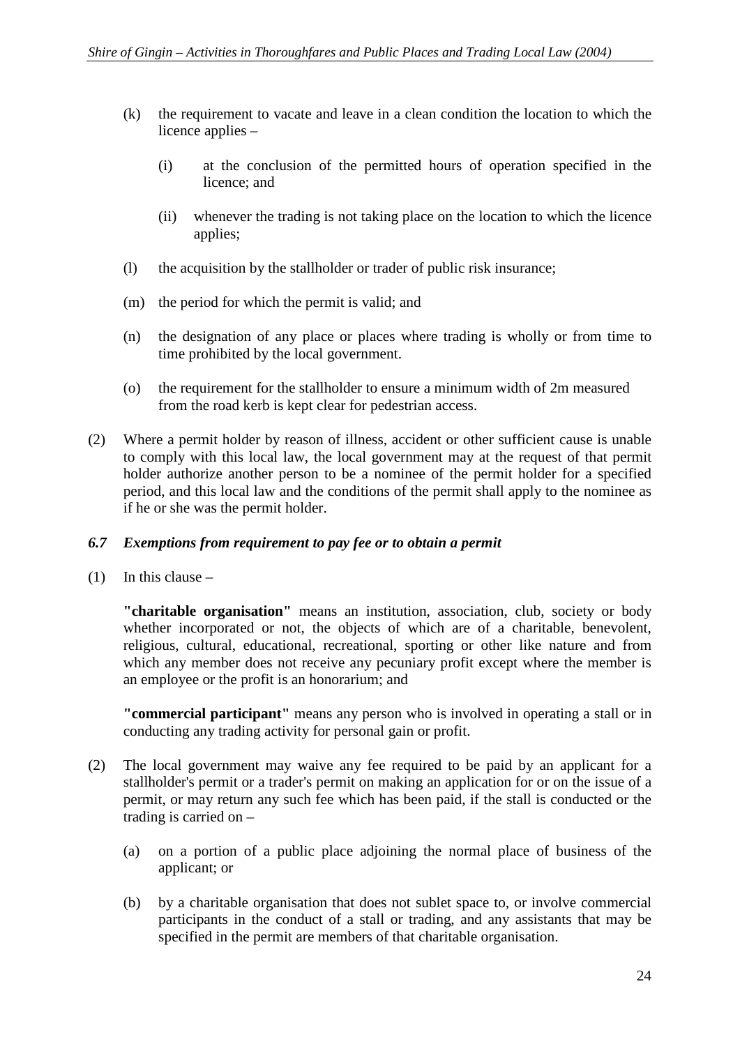(k) the requirement to vacate and leave in a clean condition the location to which the licence applies –

   (i) at the conclusion of the permitted hours of operation specified in the licence; and

   (ii) whenever the trading is not taking place on the location to which the licence applies;

(l) the acquisition by the stallholder or trader of public risk insurance;

(m) the period for which the permit is valid; and

(n) the designation of any place or places where trading is wholly or from time to time prohibited by the local government.

(o) the requirement for the stallholder to ensure a minimum width of 2m measured from the road kerb is kept clear for pedestrian access.

(2) Where a permit holder by reason of illness, accident or other sufficient cause is unable to comply with this local law, the local government may at the request of that permit holder authorize another person to be a nominee of the permit holder for a specified period, and this local law and the conditions of the permit shall apply to the nominee as if he or she was the permit holder.

### *6.7 Exemptions from requirement to pay fee or to obtain a permit*

(1) In this clause –

**"charitable organisation"** means an institution, association, club, society or body whether incorporated or not, the objects of which are of a charitable, benevolent, religious, cultural, educational, recreational, sporting or other like nature and from which any member does not receive any pecuniary profit except where the member is an employee or the profit is an honorarium; and

**"commercial participant"** means any person who is involved in operating a stall or in conducting any trading activity for personal gain or profit.

(2) The local government may waive any fee required to be paid by an applicant for a stallholder's permit or a trader's permit on making an application for or on the issue of a permit, or may return any such fee which has been paid, if the stall is conducted or the trading is carried on –

   (a) on a portion of a public place adjoining the normal place of business of the applicant; or

   (b) by a charitable organisation that does not sublet space to, or involve commercial participants in the conduct of a stall or trading, and any assistants that may be specified in the permit are members of that charitable organisation.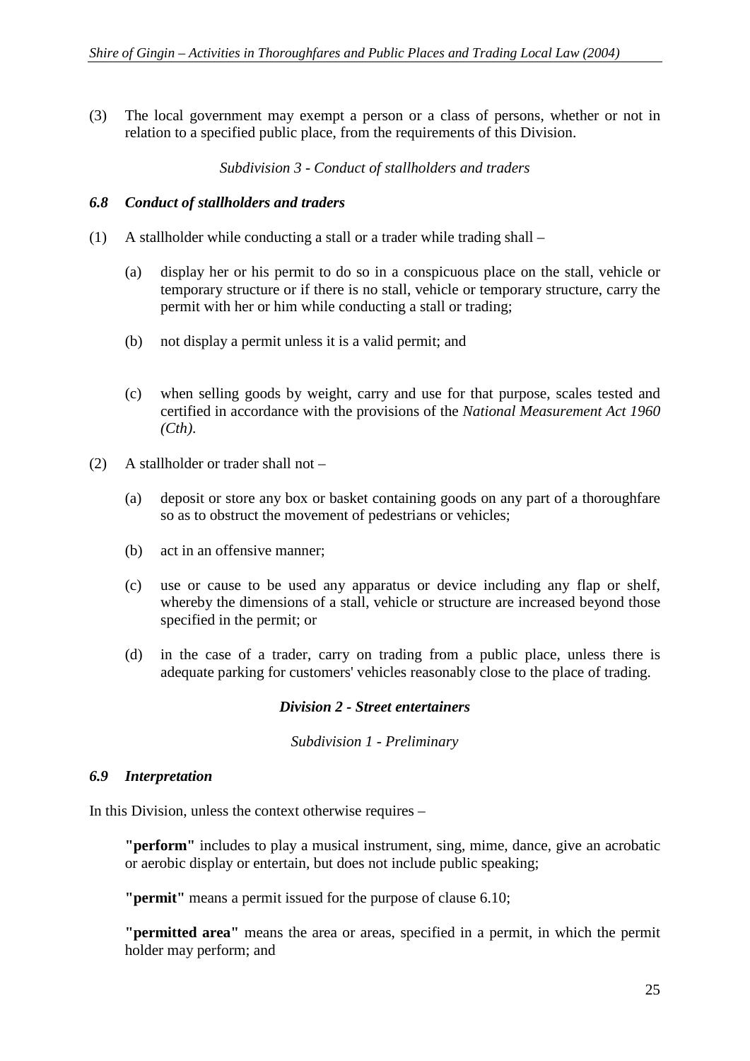(3) The local government may exempt a person or a class of persons, whether or not in relation to a specified public place, from the requirements of this Division.

*Subdivision 3 - Conduct of stallholders and traders*

### *6.8 Conduct of stallholders and traders*

(1) A stallholder while conducting a stall or a trader while trading shall –

- (a) display her or his permit to do so in a conspicuous place on the stall, vehicle or temporary structure or if there is no stall, vehicle or temporary structure, carry the permit with her or him while conducting a stall or trading;
- (b) not display a permit unless it is a valid permit; and
- (c) when selling goods by weight, carry and use for that purpose, scales tested and certified in accordance with the provisions of the *National Measurement Act 1960 (Cth)*.

(2) A stallholder or trader shall not –

- (a) deposit or store any box or basket containing goods on any part of a thoroughfare so as to obstruct the movement of pedestrians or vehicles;
- (b) act in an offensive manner;
- (c) use or cause to be used any apparatus or device including any flap or shelf, whereby the dimensions of a stall, vehicle or structure are increased beyond those specified in the permit; or
- (d) in the case of a trader, carry on trading from a public place, unless there is adequate parking for customers' vehicles reasonably close to the place of trading.

## *Division 2 - Street entertainers*

*Subdivision 1 - Preliminary*

### *6.9 Interpretation*

In this Division, unless the context otherwise requires –

**"perform"** includes to play a musical instrument, sing, mime, dance, give an acrobatic or aerobic display or entertain, but does not include public speaking;

**"permit"** means a permit issued for the purpose of clause 6.10;

**"permitted area"** means the area or areas, specified in a permit, in which the permit holder may perform; and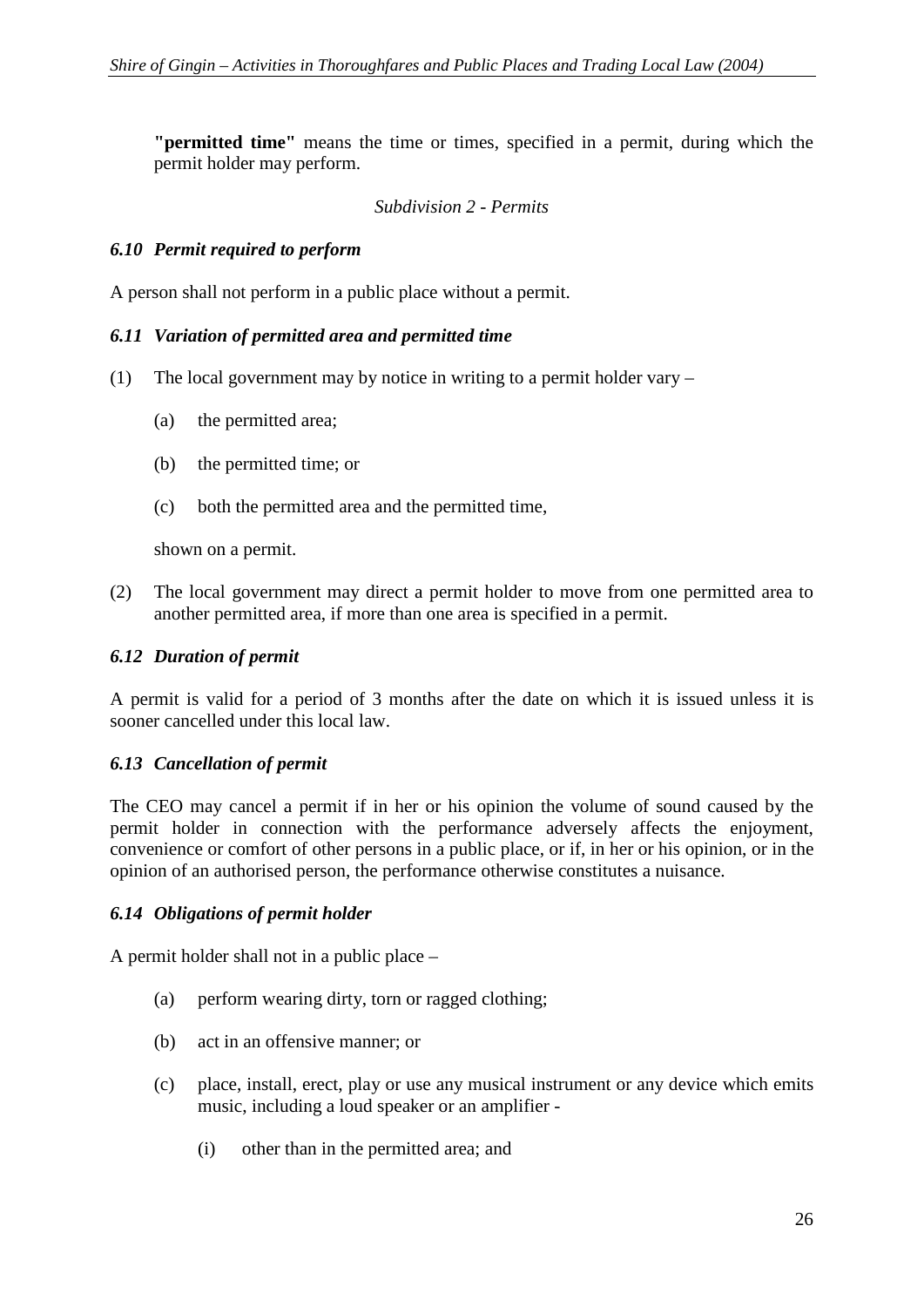**"permitted time"** means the time or times, specified in a permit, during which the permit holder may perform.

*Subdivision 2 - Permits*

### *6.10 Permit required to perform*

A person shall not perform in a public place without a permit.

### *6.11 Variation of permitted area and permitted time*

(1) The local government may by notice in writing to a permit holder vary –

 (a) the permitted area;

 (b) the permitted time; or

 (c) both the permitted area and the permitted time,

 shown on a permit.

(2) The local government may direct a permit holder to move from one permitted area to another permitted area, if more than one area is specified in a permit.

### *6.12 Duration of permit*

A permit is valid for a period of 3 months after the date on which it is issued unless it is sooner cancelled under this local law.

### *6.13 Cancellation of permit*

The CEO may cancel a permit if in her or his opinion the volume of sound caused by the permit holder in connection with the performance adversely affects the enjoyment, convenience or comfort of other persons in a public place, or if, in her or his opinion, or in the opinion of an authorised person, the performance otherwise constitutes a nuisance.

### *6.14 Obligations of permit holder*

A permit holder shall not in a public place –

 (a) perform wearing dirty, torn or ragged clothing;

 (b) act in an offensive manner; or

 (c) place, install, erect, play or use any musical instrument or any device which emits music, including a loud speaker or an amplifier -

  (i) other than in the permitted area; and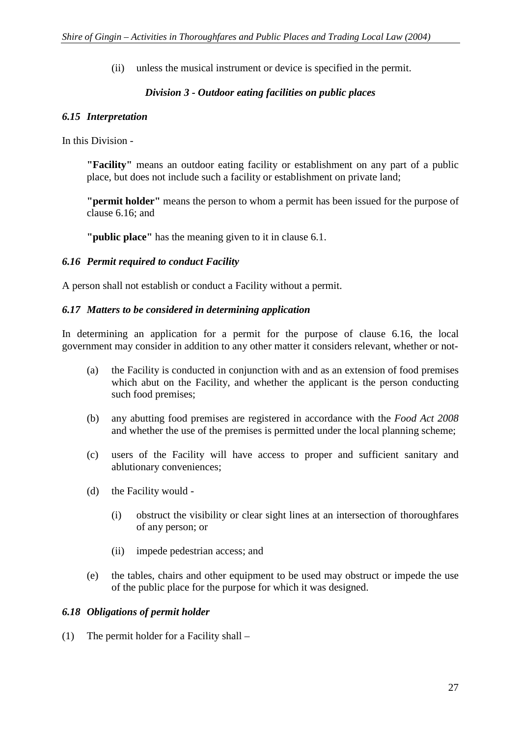(ii) unless the musical instrument or device is specified in the permit.

### *Division 3 - Outdoor eating facilities on public places*

#### *6.15 Interpretation*

In this Division -

**"Facility"** means an outdoor eating facility or establishment on any part of a public place, but does not include such a facility or establishment on private land;

**"permit holder"** means the person to whom a permit has been issued for the purpose of clause 6.16; and

**"public place"** has the meaning given to it in clause 6.1.

#### *6.16 Permit required to conduct Facility*

A person shall not establish or conduct a Facility without a permit.

#### *6.17 Matters to be considered in determining application*

In determining an application for a permit for the purpose of clause 6.16, the local government may consider in addition to any other matter it considers relevant, whether or not-

(a) the Facility is conducted in conjunction with and as an extension of food premises which abut on the Facility, and whether the applicant is the person conducting such food premises;

(b) any abutting food premises are registered in accordance with the *Food Act 2008* and whether the use of the premises is permitted under the local planning scheme;

(c) users of the Facility will have access to proper and sufficient sanitary and ablutionary conveniences;

(d) the Facility would -

(i) obstruct the visibility or clear sight lines at an intersection of thoroughfares of any person; or

(ii) impede pedestrian access; and

(e) the tables, chairs and other equipment to be used may obstruct or impede the use of the public place for the purpose for which it was designed.

#### *6.18 Obligations of permit holder*

(1) The permit holder for a Facility shall –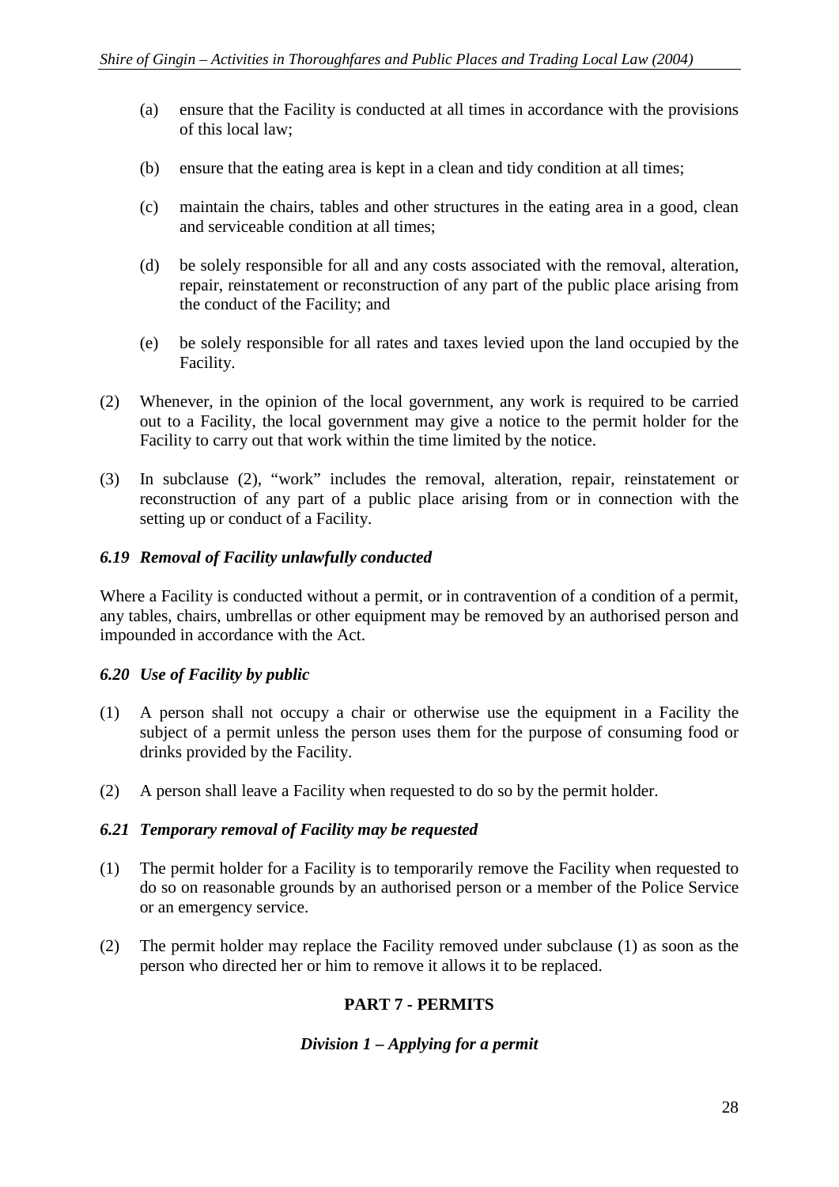(a) ensure that the Facility is conducted at all times in accordance with the provisions of this local law;

(b) ensure that the eating area is kept in a clean and tidy condition at all times;

(c) maintain the chairs, tables and other structures in the eating area in a good, clean and serviceable condition at all times;

(d) be solely responsible for all and any costs associated with the removal, alteration, repair, reinstatement or reconstruction of any part of the public place arising from the conduct of the Facility; and

(e) be solely responsible for all rates and taxes levied upon the land occupied by the Facility.

(2) Whenever, in the opinion of the local government, any work is required to be carried out to a Facility, the local government may give a notice to the permit holder for the Facility to carry out that work within the time limited by the notice.

(3) In subclause (2), "work" includes the removal, alteration, repair, reinstatement or reconstruction of any part of a public place arising from or in connection with the setting up or conduct of a Facility.

### *6.19 Removal of Facility unlawfully conducted*

Where a Facility is conducted without a permit, or in contravention of a condition of a permit, any tables, chairs, umbrellas or other equipment may be removed by an authorised person and impounded in accordance with the Act.

### *6.20 Use of Facility by public*

(1) A person shall not occupy a chair or otherwise use the equipment in a Facility the subject of a permit unless the person uses them for the purpose of consuming food or drinks provided by the Facility.

(2) A person shall leave a Facility when requested to do so by the permit holder.

### *6.21 Temporary removal of Facility may be requested*

(1) The permit holder for a Facility is to temporarily remove the Facility when requested to do so on reasonable grounds by an authorised person or a member of the Police Service or an emergency service.

(2) The permit holder may replace the Facility removed under subclause (1) as soon as the person who directed her or him to remove it allows it to be replaced.

## PART 7 - PERMITS

### *Division 1 – Applying for a permit*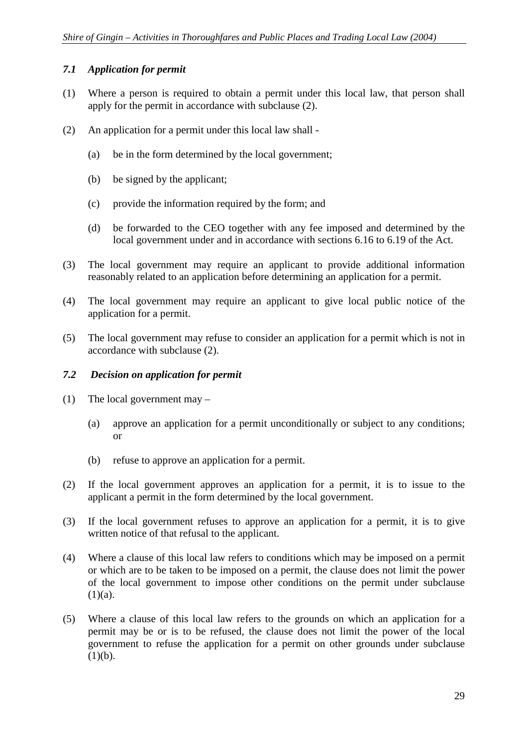### *7.1 Application for permit*

(1) Where a person is required to obtain a permit under this local law, that person shall apply for the permit in accordance with subclause (2).

(2) An application for a permit under this local law shall -

  (a) be in the form determined by the local government;

  (b) be signed by the applicant;

  (c) provide the information required by the form; and

  (d) be forwarded to the CEO together with any fee imposed and determined by the local government under and in accordance with sections 6.16 to 6.19 of the Act.

(3) The local government may require an applicant to provide additional information reasonably related to an application before determining an application for a permit.

(4) The local government may require an applicant to give local public notice of the application for a permit.

(5) The local government may refuse to consider an application for a permit which is not in accordance with subclause (2).

### *7.2 Decision on application for permit*

(1) The local government may –

  (a) approve an application for a permit unconditionally or subject to any conditions; or

  (b) refuse to approve an application for a permit.

(2) If the local government approves an application for a permit, it is to issue to the applicant a permit in the form determined by the local government.

(3) If the local government refuses to approve an application for a permit, it is to give written notice of that refusal to the applicant.

(4) Where a clause of this local law refers to conditions which may be imposed on a permit or which are to be taken to be imposed on a permit, the clause does not limit the power of the local government to impose other conditions on the permit under subclause (1)(a).

(5) Where a clause of this local law refers to the grounds on which an application for a permit may be or is to be refused, the clause does not limit the power of the local government to refuse the application for a permit on other grounds under subclause (1)(b).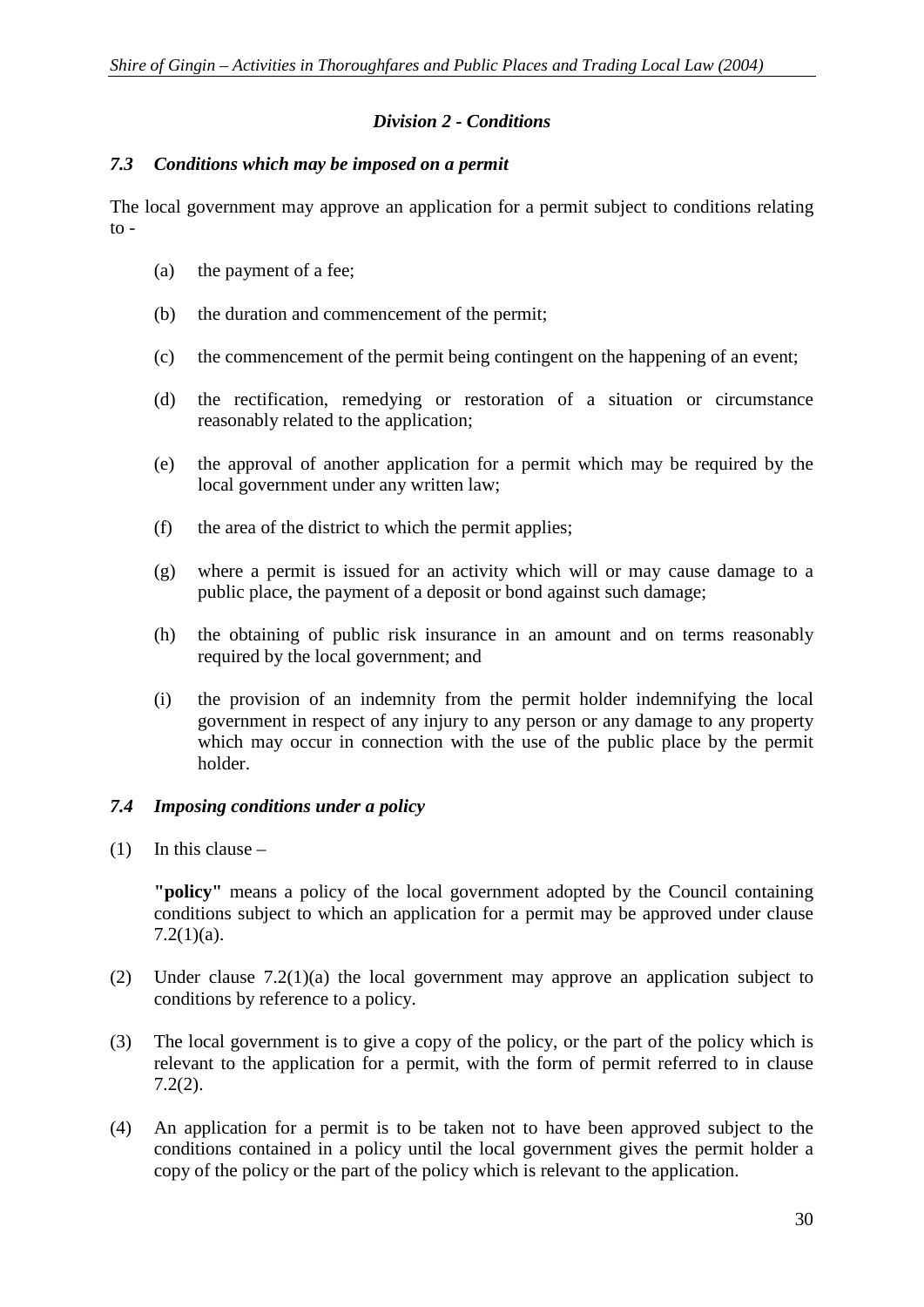### *Division 2 - Conditions*

### *7.3 Conditions which may be imposed on a permit*

The local government may approve an application for a permit subject to conditions relating to -

(a) the payment of a fee;

(b) the duration and commencement of the permit;

(c) the commencement of the permit being contingent on the happening of an event;

(d) the rectification, remedying or restoration of a situation or circumstance reasonably related to the application;

(e) the approval of another application for a permit which may be required by the local government under any written law;

(f) the area of the district to which the permit applies;

(g) where a permit is issued for an activity which will or may cause damage to a public place, the payment of a deposit or bond against such damage;

(h) the obtaining of public risk insurance in an amount and on terms reasonably required by the local government; and

(i) the provision of an indemnity from the permit holder indemnifying the local government in respect of any injury to any person or any damage to any property which may occur in connection with the use of the public place by the permit holder.

### *7.4 Imposing conditions under a policy*

(1) In this clause –

**"policy"** means a policy of the local government adopted by the Council containing conditions subject to which an application for a permit may be approved under clause 7.2(1)(a).

(2) Under clause 7.2(1)(a) the local government may approve an application subject to conditions by reference to a policy.

(3) The local government is to give a copy of the policy, or the part of the policy which is relevant to the application for a permit, with the form of permit referred to in clause 7.2(2).

(4) An application for a permit is to be taken not to have been approved subject to the conditions contained in a policy until the local government gives the permit holder a copy of the policy or the part of the policy which is relevant to the application.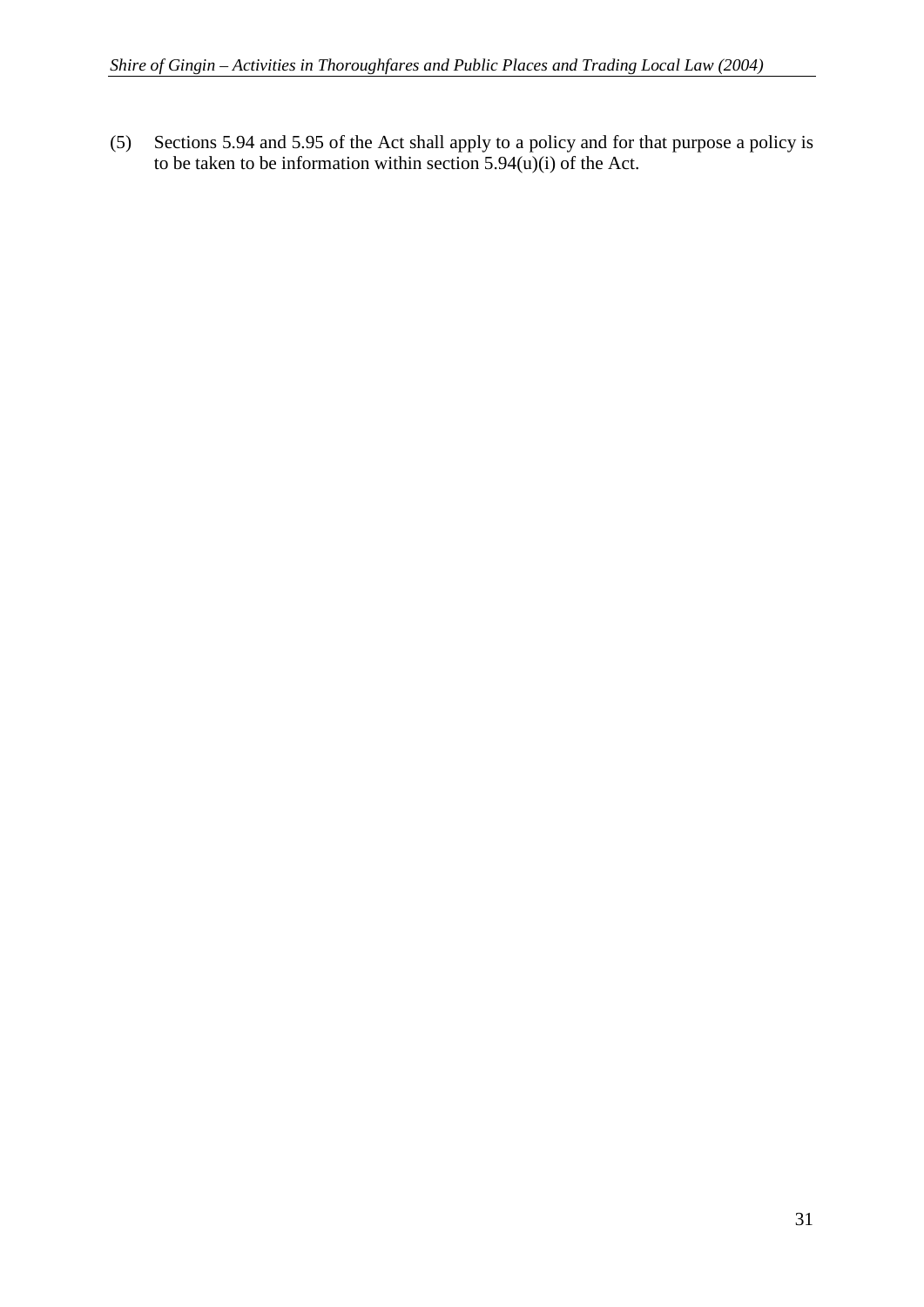(5) Sections 5.94 and 5.95 of the Act shall apply to a policy and for that purpose a policy is to be taken to be information within section 5.94(u)(i) of the Act.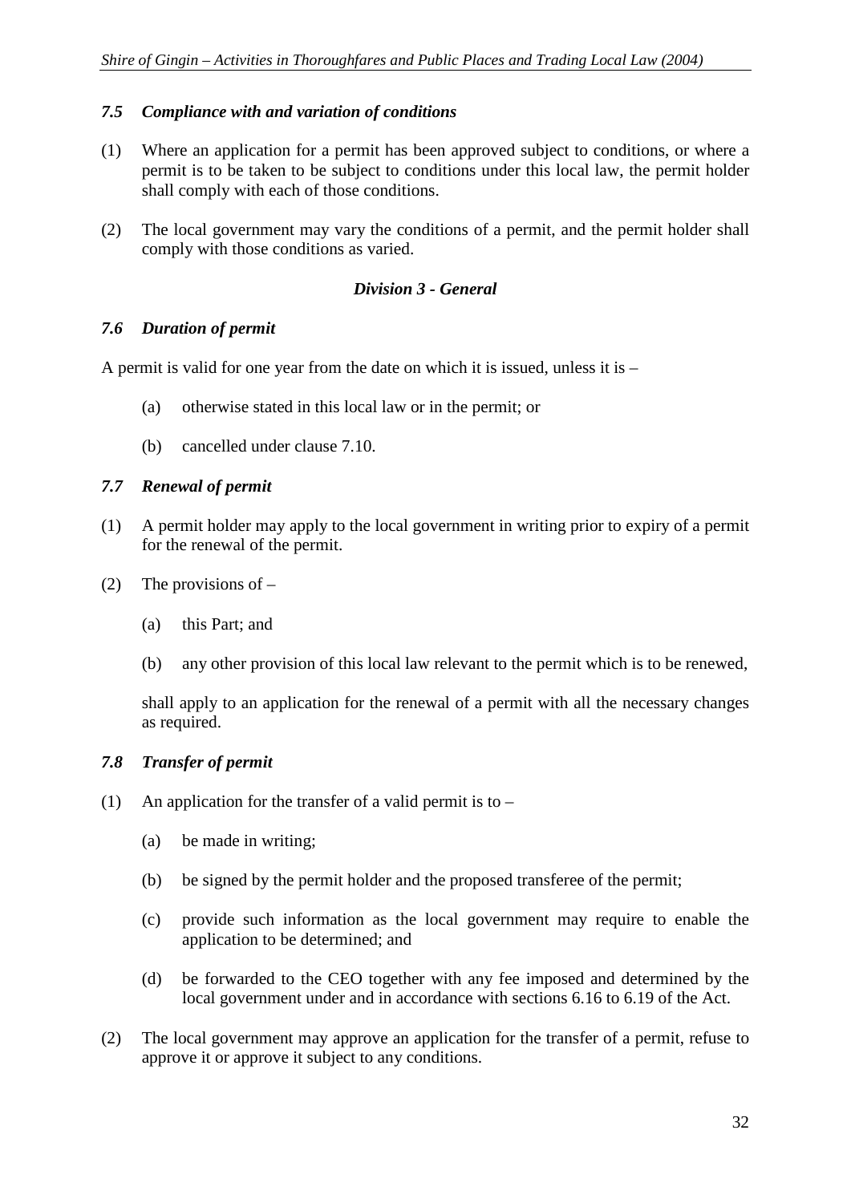### *7.5 Compliance with and variation of conditions*

(1) Where an application for a permit has been approved subject to conditions, or where a permit is to be taken to be subject to conditions under this local law, the permit holder shall comply with each of those conditions.

(2) The local government may vary the conditions of a permit, and the permit holder shall comply with those conditions as varied.

## *Division 3 - General*

### *7.6 Duration of permit*

A permit is valid for one year from the date on which it is issued, unless it is –

(a) otherwise stated in this local law or in the permit; or

(b) cancelled under clause 7.10.

### *7.7 Renewal of permit*

(1) A permit holder may apply to the local government in writing prior to expiry of a permit for the renewal of the permit.

(2) The provisions of –

(a) this Part; and

(b) any other provision of this local law relevant to the permit which is to be renewed,

shall apply to an application for the renewal of a permit with all the necessary changes as required.

### *7.8 Transfer of permit*

(1) An application for the transfer of a valid permit is to –

(a) be made in writing;

(b) be signed by the permit holder and the proposed transferee of the permit;

(c) provide such information as the local government may require to enable the application to be determined; and

(d) be forwarded to the CEO together with any fee imposed and determined by the local government under and in accordance with sections 6.16 to 6.19 of the Act.

(2) The local government may approve an application for the transfer of a permit, refuse to approve it or approve it subject to any conditions.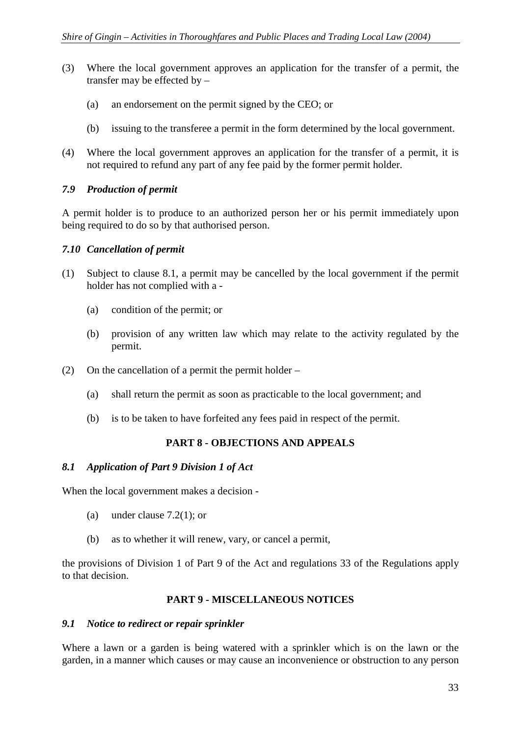(3) Where the local government approves an application for the transfer of a permit, the transfer may be effected by –

(a) an endorsement on the permit signed by the CEO; or

(b) issuing to the transferee a permit in the form determined by the local government.

(4) Where the local government approves an application for the transfer of a permit, it is not required to refund any part of any fee paid by the former permit holder.

### *7.9 Production of permit*

A permit holder is to produce to an authorized person her or his permit immediately upon being required to do so by that authorised person.

### *7.10 Cancellation of permit*

(1) Subject to clause 8.1, a permit may be cancelled by the local government if the permit holder has not complied with a -

(a) condition of the permit; or

(b) provision of any written law which may relate to the activity regulated by the permit.

(2) On the cancellation of a permit the permit holder –

(a) shall return the permit as soon as practicable to the local government; and

(b) is to be taken to have forfeited any fees paid in respect of the permit.

## PART 8 - OBJECTIONS AND APPEALS

### *8.1 Application of Part 9 Division 1 of Act*

When the local government makes a decision -

(a) under clause 7.2(1); or

(b) as to whether it will renew, vary, or cancel a permit,

the provisions of Division 1 of Part 9 of the Act and regulations 33 of the Regulations apply to that decision.

## PART 9 - MISCELLANEOUS NOTICES

### *9.1 Notice to redirect or repair sprinkler*

Where a lawn or a garden is being watered with a sprinkler which is on the lawn or the garden, in a manner which causes or may cause an inconvenience or obstruction to any person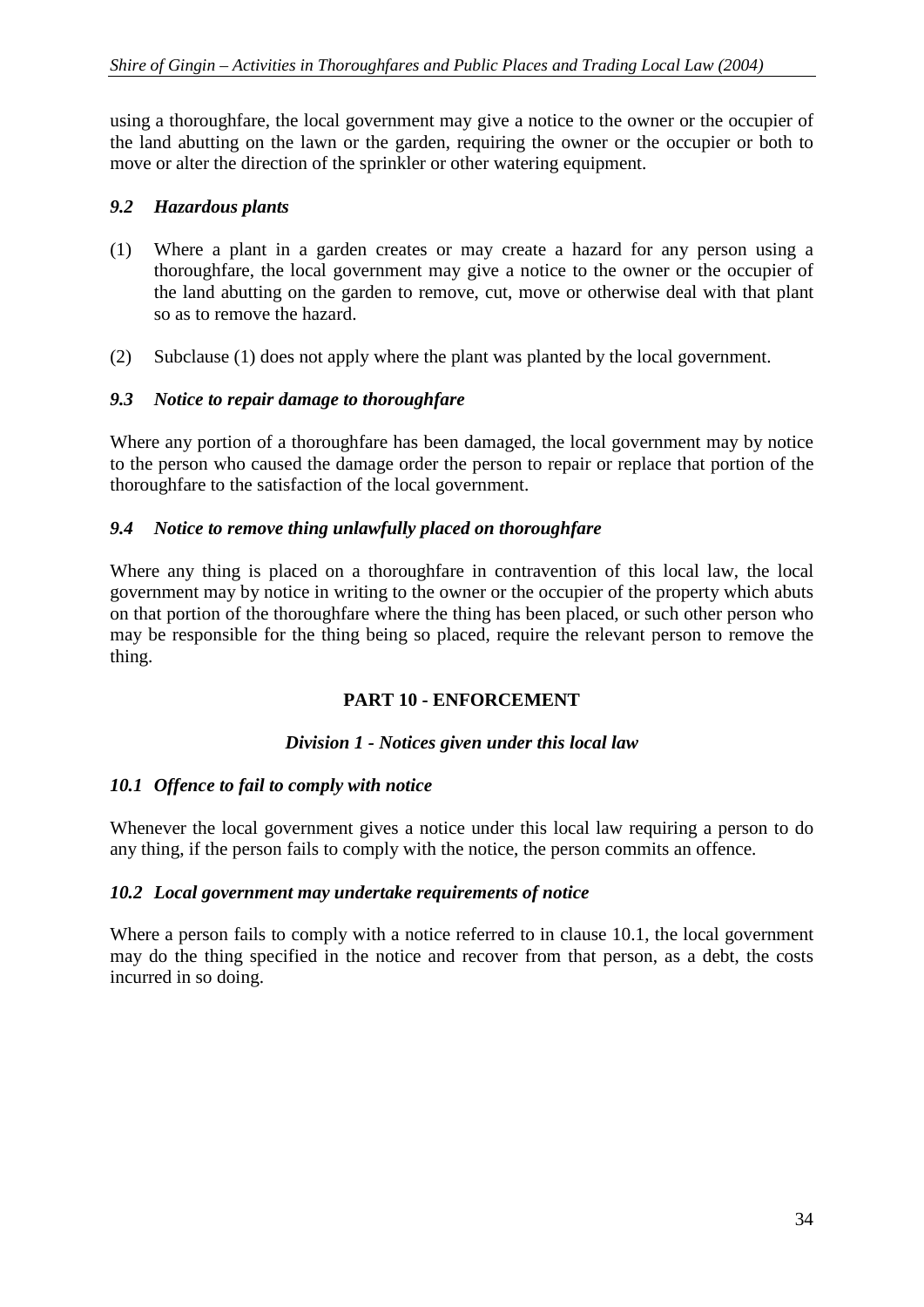using a thoroughfare, the local government may give a notice to the owner or the occupier of the land abutting on the lawn or the garden, requiring the owner or the occupier or both to move or alter the direction of the sprinkler or other watering equipment.

### *9.2 Hazardous plants*

(1) Where a plant in a garden creates or may create a hazard for any person using a thoroughfare, the local government may give a notice to the owner or the occupier of the land abutting on the garden to remove, cut, move or otherwise deal with that plant so as to remove the hazard.

(2) Subclause (1) does not apply where the plant was planted by the local government.

### *9.3 Notice to repair damage to thoroughfare*

Where any portion of a thoroughfare has been damaged, the local government may by notice to the person who caused the damage order the person to repair or replace that portion of the thoroughfare to the satisfaction of the local government.

### *9.4 Notice to remove thing unlawfully placed on thoroughfare*

Where any thing is placed on a thoroughfare in contravention of this local law, the local government may by notice in writing to the owner or the occupier of the property which abuts on that portion of the thoroughfare where the thing has been placed, or such other person who may be responsible for the thing being so placed, require the relevant person to remove the thing.

## PART 10 - ENFORCEMENT

### *Division 1 - Notices given under this local law*

### *10.1 Offence to fail to comply with notice*

Whenever the local government gives a notice under this local law requiring a person to do any thing, if the person fails to comply with the notice, the person commits an offence.

### *10.2 Local government may undertake requirements of notice*

Where a person fails to comply with a notice referred to in clause 10.1, the local government may do the thing specified in the notice and recover from that person, as a debt, the costs incurred in so doing.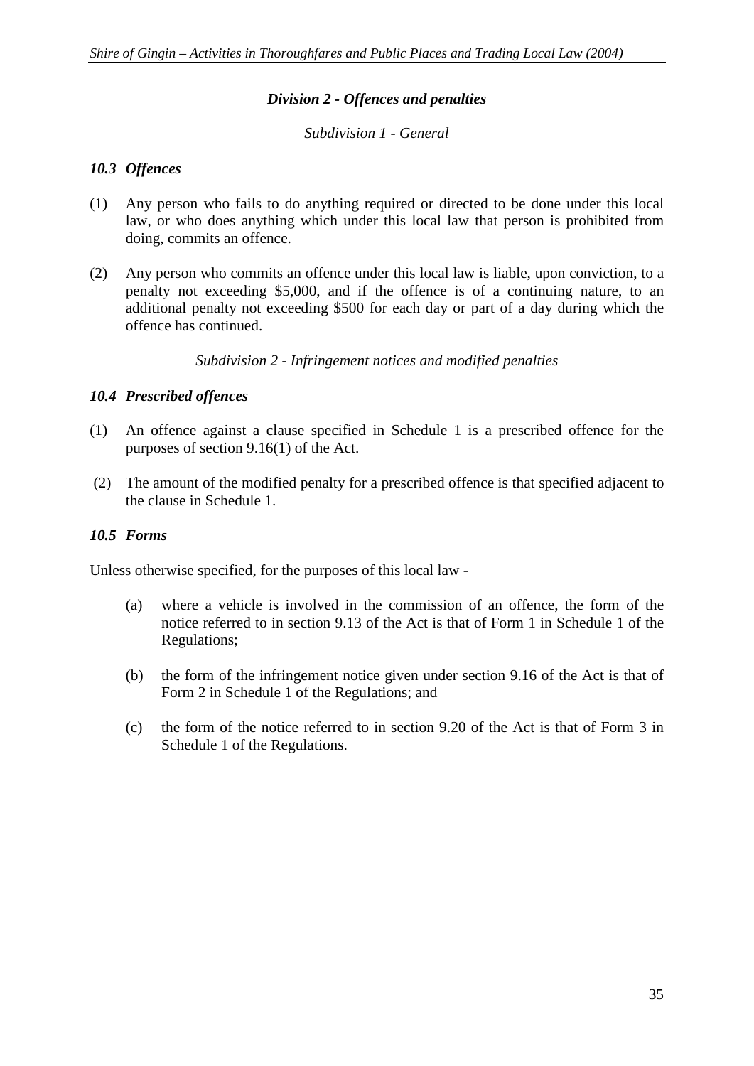## *Division 2 - Offences and penalties*

*Subdivision 1 - General*

### *10.3 Offences*

(1) Any person who fails to do anything required or directed to be done under this local law, or who does anything which under this local law that person is prohibited from doing, commits an offence.

(2) Any person who commits an offence under this local law is liable, upon conviction, to a penalty not exceeding $5,000, and if the offence is of a continuing nature, to an additional penalty not exceeding $500 for each day or part of a day during which the offence has continued.

*Subdivision 2 - Infringement notices and modified penalties*

### *10.4 Prescribed offences*

(1) An offence against a clause specified in Schedule 1 is a prescribed offence for the purposes of section 9.16(1) of the Act.

(2) The amount of the modified penalty for a prescribed offence is that specified adjacent to the clause in Schedule 1.

### *10.5 Forms*

Unless otherwise specified, for the purposes of this local law -

(a) where a vehicle is involved in the commission of an offence, the form of the notice referred to in section 9.13 of the Act is that of Form 1 in Schedule 1 of the Regulations;

(b) the form of the infringement notice given under section 9.16 of the Act is that of Form 2 in Schedule 1 of the Regulations; and

(c) the form of the notice referred to in section 9.20 of the Act is that of Form 3 in Schedule 1 of the Regulations.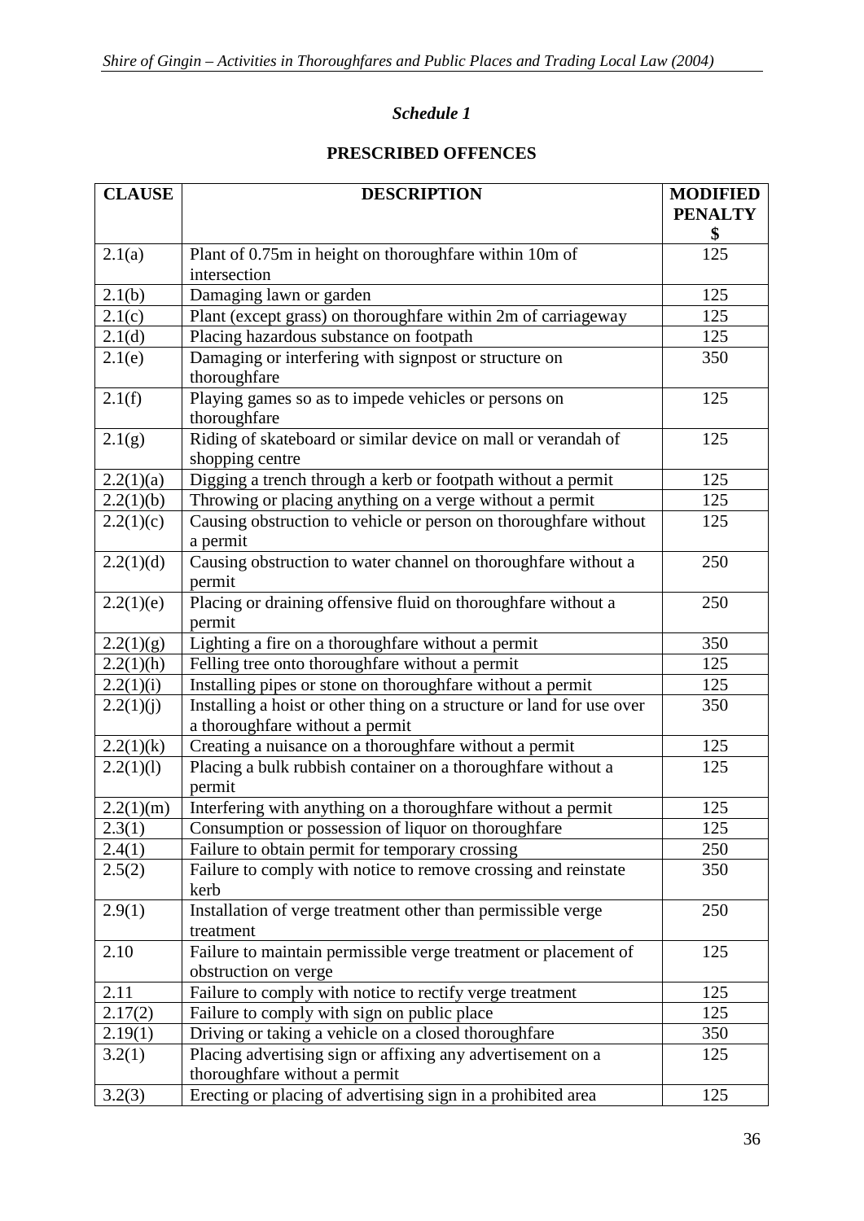*Schedule 1*

**PRESCRIBED OFFENCES**

| CLAUSE | DESCRIPTION | MODIFIED PENALTY $ |
|---|---|---|
| 2.1(a) | Plant of 0.75m in height on thoroughfare within 10m of intersection | 125 |
| 2.1(b) | Damaging lawn or garden | 125 |
| 2.1(c) | Plant (except grass) on thoroughfare within 2m of carriageway | 125 |
| 2.1(d) | Placing hazardous substance on footpath | 125 |
| 2.1(e) | Damaging or interfering with signpost or structure on thoroughfare | 350 |
| 2.1(f) | Playing games so as to impede vehicles or persons on thoroughfare | 125 |
| 2.1(g) | Riding of skateboard or similar device on mall or verandah of shopping centre | 125 |
| 2.2(1)(a) | Digging a trench through a kerb or footpath without a permit | 125 |
| 2.2(1)(b) | Throwing or placing anything on a verge without a permit | 125 |
| 2.2(1)(c) | Causing obstruction to vehicle or person on thoroughfare without a permit | 125 |
| 2.2(1)(d) | Causing obstruction to water channel on thoroughfare without a permit | 250 |
| 2.2(1)(e) | Placing or draining offensive fluid on thoroughfare without a permit | 250 |
| 2.2(1)(g) | Lighting a fire on a thoroughfare without a permit | 350 |
| 2.2(1)(h) | Felling tree onto thoroughfare without a permit | 125 |
| 2.2(1)(i) | Installing pipes or stone on thoroughfare without a permit | 125 |
| 2.2(1)(j) | Installing a hoist or other thing on a structure or land for use over a thoroughfare without a permit | 350 |
| 2.2(1)(k) | Creating a nuisance on a thoroughfare without a permit | 125 |
| 2.2(1)(l) | Placing a bulk rubbish container on a thoroughfare without a permit | 125 |
| 2.2(1)(m) | Interfering with anything on a thoroughfare without a permit | 125 |
| 2.3(1) | Consumption or possession of liquor on thoroughfare | 125 |
| 2.4(1) | Failure to obtain permit for temporary crossing | 250 |
| 2.5(2) | Failure to comply with notice to remove crossing and reinstate kerb | 350 |
| 2.9(1) | Installation of verge treatment other than permissible verge treatment | 250 |
| 2.10 | Failure to maintain permissible verge treatment or placement of obstruction on verge | 125 |
| 2.11 | Failure to comply with notice to rectify verge treatment | 125 |
| 2.17(2) | Failure to comply with sign on public place | 125 |
| 2.19(1) | Driving or taking a vehicle on a closed thoroughfare | 350 |
| 3.2(1) | Placing advertising sign or affixing any advertisement on a thoroughfare without a permit | 125 |
| 3.2(3) | Erecting or placing of advertising sign in a prohibited area | 125 |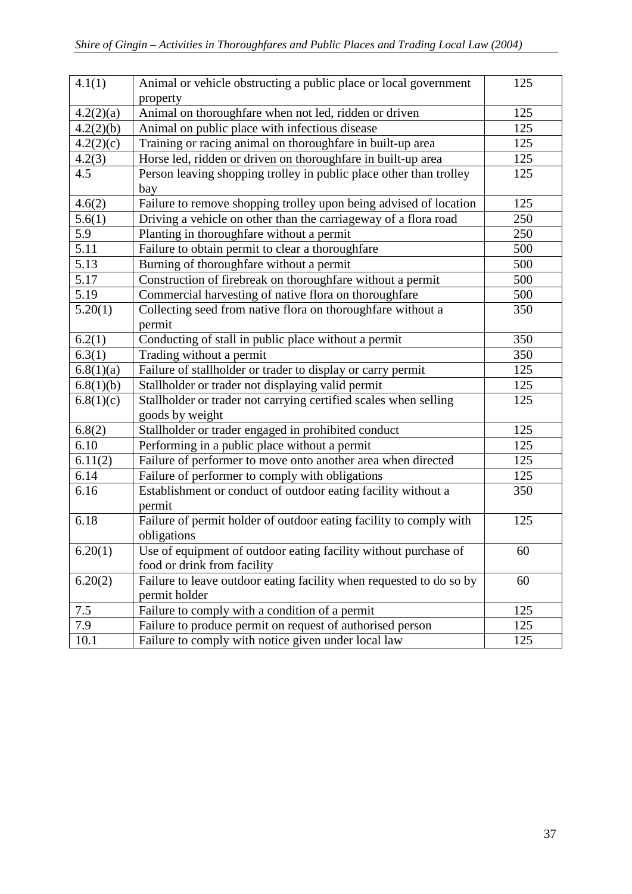| | | |
|---|---|---|
| 4.1(1) | Animal or vehicle obstructing a public place or local government property | 125 |
| 4.2(2)(a) | Animal on thoroughfare when not led, ridden or driven | 125 |
| 4.2(2)(b) | Animal on public place with infectious disease | 125 |
| 4.2(2)(c) | Training or racing animal on thoroughfare in built-up area | 125 |
| 4.2(3) | Horse led, ridden or driven on thoroughfare in built-up area | 125 |
| 4.5 | Person leaving shopping trolley in public place other than trolley bay | 125 |
| 4.6(2) | Failure to remove shopping trolley upon being advised of location | 125 |
| 5.6(1) | Driving a vehicle on other than the carriageway of a flora road | 250 |
| 5.9 | Planting in thoroughfare without a permit | 250 |
| 5.11 | Failure to obtain permit to clear a thoroughfare | 500 |
| 5.13 | Burning of thoroughfare without a permit | 500 |
| 5.17 | Construction of firebreak on thoroughfare without a permit | 500 |
| 5.19 | Commercial harvesting of native flora on thoroughfare | 500 |
| 5.20(1) | Collecting seed from native flora on thoroughfare without a permit | 350 |
| 6.2(1) | Conducting of stall in public place without a permit | 350 |
| 6.3(1) | Trading without a permit | 350 |
| 6.8(1)(a) | Failure of stallholder or trader to display or carry permit | 125 |
| 6.8(1)(b) | Stallholder or trader not displaying valid permit | 125 |
| 6.8(1)(c) | Stallholder or trader not carrying certified scales when selling goods by weight | 125 |
| 6.8(2) | Stallholder or trader engaged in prohibited conduct | 125 |
| 6.10 | Performing in a public place without a permit | 125 |
| 6.11(2) | Failure of performer to move onto another area when directed | 125 |
| 6.14 | Failure of performer to comply with obligations | 125 |
| 6.16 | Establishment or conduct of outdoor eating facility without a permit | 350 |
| 6.18 | Failure of permit holder of outdoor eating facility to comply with obligations | 125 |
| 6.20(1) | Use of equipment of outdoor eating facility without purchase of food or drink from facility | 60 |
| 6.20(2) | Failure to leave outdoor eating facility when requested to do so by permit holder | 60 |
| 7.5 | Failure to comply with a condition of a permit | 125 |
| 7.9 | Failure to produce permit on request of authorised person | 125 |
| 10.1 | Failure to comply with notice given under local law | 125 |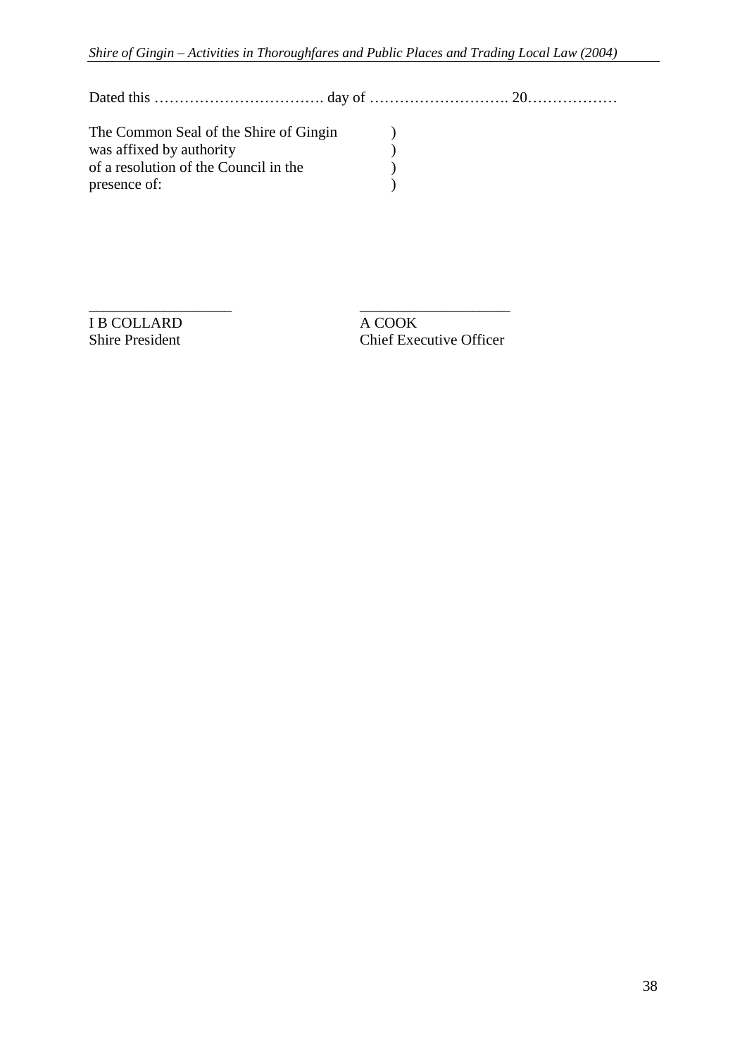Dated this ……………………………. day of ………………………. 20………………

The Common Seal of the Shire of Gingin )
was affixed by authority )
of a resolution of the Council in the )
presence of: )

\_\_\_\_\_\_\_\_\_\_\_\_\_\_\_\_\_\_\_ \_\_\_\_\_\_\_\_\_\_\_\_\_\_\_\_\_\_\_\_

I B COLLARD
Shire President

A COOK
Chief Executive Officer